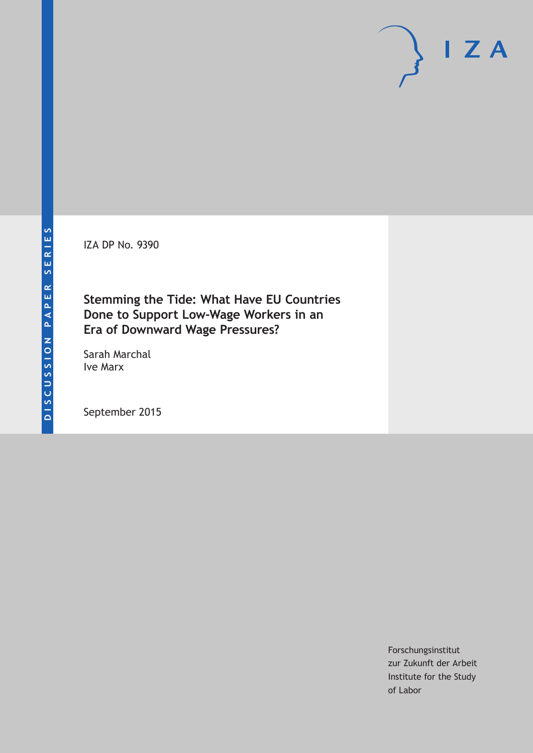IZA DP No. 9390

# Stemming the Tide: What Have EU Countries Done to Support Low-Wage Workers in an Era of Downward Wage Pressures?

Sarah Marchal
Ive Marx

September 2015

DISCUSSION PAPER SERIES

IZA

Forschungsinstitut
zur Zukunft der Arbeit
Institute for the Study
of Labor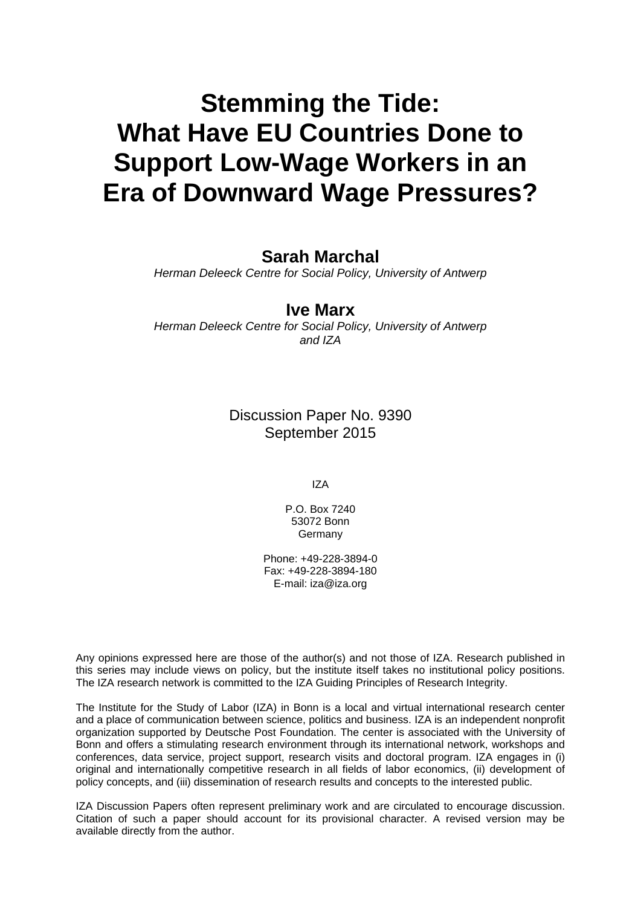# Stemming the Tide: What Have EU Countries Done to Support Low-Wage Workers in an Era of Downward Wage Pressures?

**Sarah Marchal**

*Herman Deleeck Centre for Social Policy, University of Antwerp*

**Ive Marx**

*Herman Deleeck Centre for Social Policy, University of Antwerp and IZA*

Discussion Paper No. 9390
September 2015

IZA

P.O. Box 7240
53072 Bonn
Germany

Phone: +49-228-3894-0
Fax: +49-228-3894-180
E-mail: iza@iza.org

Any opinions expressed here are those of the author(s) and not those of IZA. Research published in this series may include views on policy, but the institute itself takes no institutional policy positions. The IZA research network is committed to the IZA Guiding Principles of Research Integrity.

The Institute for the Study of Labor (IZA) in Bonn is a local and virtual international research center and a place of communication between science, politics and business. IZA is an independent nonprofit organization supported by Deutsche Post Foundation. The center is associated with the University of Bonn and offers a stimulating research environment through its international network, workshops and conferences, data service, project support, research visits and doctoral program. IZA engages in (i) original and internationally competitive research in all fields of labor economics, (ii) development of policy concepts, and (iii) dissemination of research results and concepts to the interested public.

IZA Discussion Papers often represent preliminary work and are circulated to encourage discussion. Citation of such a paper should account for its provisional character. A revised version may be available directly from the author.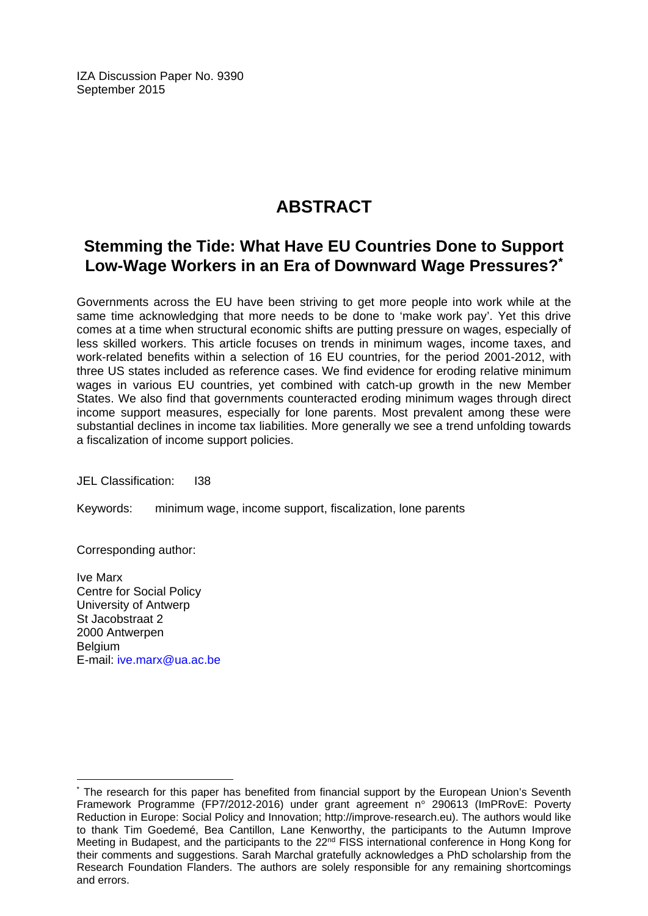IZA Discussion Paper No. 9390
September 2015

# ABSTRACT

## Stemming the Tide: What Have EU Countries Done to Support Low-Wage Workers in an Era of Downward Wage Pressures?[*]

Governments across the EU have been striving to get more people into work while at the same time acknowledging that more needs to be done to 'make work pay'. Yet this drive comes at a time when structural economic shifts are putting pressure on wages, especially of less skilled workers. This article focuses on trends in minimum wages, income taxes, and work-related benefits within a selection of 16 EU countries, for the period 2001-2012, with three US states included as reference cases. We find evidence for eroding relative minimum wages in various EU countries, yet combined with catch-up growth in the new Member States. We also find that governments counteracted eroding minimum wages through direct income support measures, especially for lone parents. Most prevalent among these were substantial declines in income tax liabilities. More generally we see a trend unfolding towards a fiscalization of income support policies.

JEL Classification: I38

Keywords: minimum wage, income support, fiscalization, lone parents

Corresponding author:

Ive Marx
Centre for Social Policy
University of Antwerp
St Jacobstraat 2
2000 Antwerpen
Belgium
E-mail: ive.marx@ua.ac.be

[*] The research for this paper has benefited from financial support by the European Union's Seventh Framework Programme (FP7/2012-2016) under grant agreement n° 290613 (ImPRovE: Poverty Reduction in Europe: Social Policy and Innovation; http://improve-research.eu). The authors would like to thank Tim Goedemé, Bea Cantillon, Lane Kenworthy, the participants to the Autumn Improve Meeting in Budapest, and the participants to the 22nd FISS international conference in Hong Kong for their comments and suggestions. Sarah Marchal gratefully acknowledges a PhD scholarship from the Research Foundation Flanders. The authors are solely responsible for any remaining shortcomings and errors.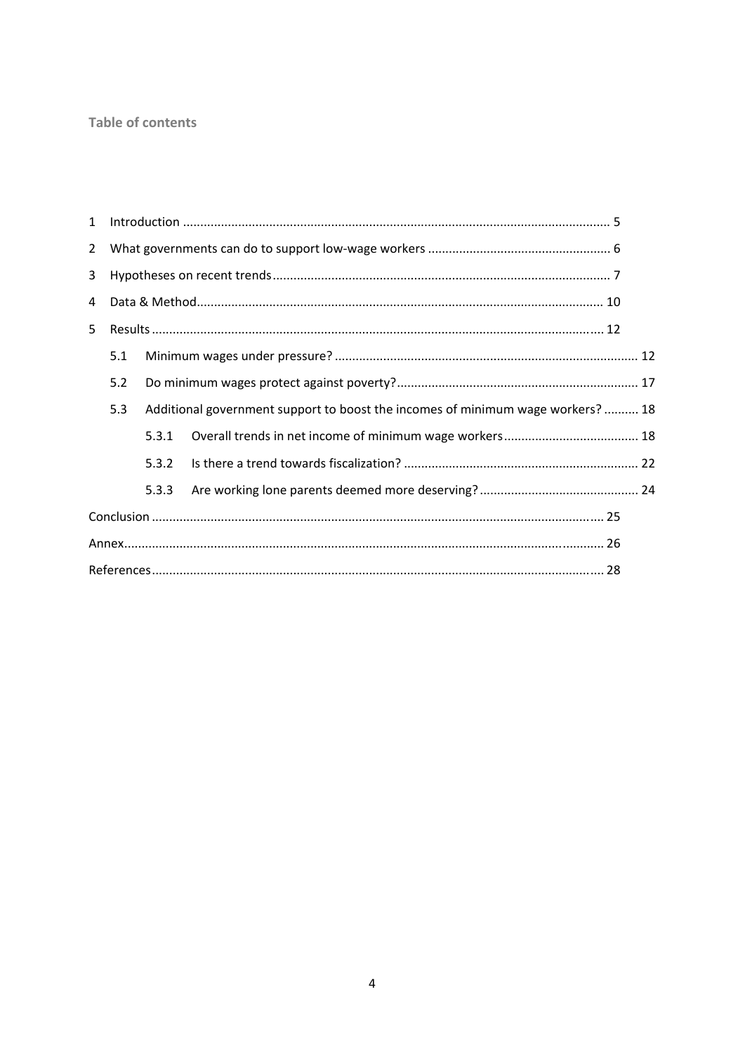## Table of contents

1 Introduction ........................................................................................................................ 5

2 What governments can do to support low-wage workers .................................................... 6

3 Hypotheses on recent trends ................................................................................................ 7

4 Data & Method .................................................................................................................... 10

5 Results ................................................................................................................................. 12

  5.1 Minimum wages under pressure? ................................................................................... 12

  5.2 Do minimum wages protect against poverty? ................................................................. 17

  5.3 Additional government support to boost the incomes of minimum wage workers? .......... 18

    5.3.1 Overall trends in net income of minimum wage workers ............................................ 18

    5.3.2 Is there a trend towards fiscalization? ...................................................................... 22

    5.3.3 Are working lone parents deemed more deserving? .................................................... 24

Conclusion .............................................................................................................................. 25

Annex ...................................................................................................................................... 26

References .............................................................................................................................. 28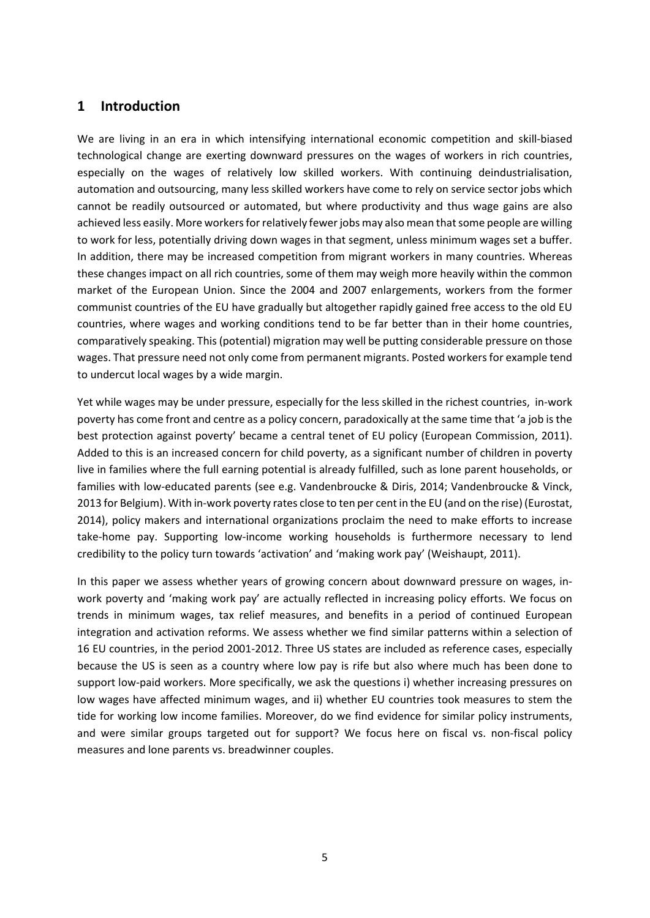# 1 Introduction

We are living in an era in which intensifying international economic competition and skill-biased technological change are exerting downward pressures on the wages of workers in rich countries, especially on the wages of relatively low skilled workers. With continuing deindustrialisation, automation and outsourcing, many less skilled workers have come to rely on service sector jobs which cannot be readily outsourced or automated, but where productivity and thus wage gains are also achieved less easily. More workers for relatively fewer jobs may also mean that some people are willing to work for less, potentially driving down wages in that segment, unless minimum wages set a buffer. In addition, there may be increased competition from migrant workers in many countries. Whereas these changes impact on all rich countries, some of them may weigh more heavily within the common market of the European Union. Since the 2004 and 2007 enlargements, workers from the former communist countries of the EU have gradually but altogether rapidly gained free access to the old EU countries, where wages and working conditions tend to be far better than in their home countries, comparatively speaking. This (potential) migration may well be putting considerable pressure on those wages. That pressure need not only come from permanent migrants. Posted workers for example tend to undercut local wages by a wide margin.

Yet while wages may be under pressure, especially for the less skilled in the richest countries, in-work poverty has come front and centre as a policy concern, paradoxically at the same time that 'a job is the best protection against poverty' became a central tenet of EU policy (European Commission, 2011). Added to this is an increased concern for child poverty, as a significant number of children in poverty live in families where the full earning potential is already fulfilled, such as lone parent households, or families with low-educated parents (see e.g. Vandenbroucke & Diris, 2014; Vandenbroucke & Vinck, 2013 for Belgium). With in-work poverty rates close to ten per cent in the EU (and on the rise) (Eurostat, 2014), policy makers and international organizations proclaim the need to make efforts to increase take-home pay. Supporting low-income working households is furthermore necessary to lend credibility to the policy turn towards 'activation' and 'making work pay' (Weishaupt, 2011).

In this paper we assess whether years of growing concern about downward pressure on wages, in-work poverty and 'making work pay' are actually reflected in increasing policy efforts. We focus on trends in minimum wages, tax relief measures, and benefits in a period of continued European integration and activation reforms. We assess whether we find similar patterns within a selection of 16 EU countries, in the period 2001-2012. Three US states are included as reference cases, especially because the US is seen as a country where low pay is rife but also where much has been done to support low-paid workers. More specifically, we ask the questions i) whether increasing pressures on low wages have affected minimum wages, and ii) whether EU countries took measures to stem the tide for working low income families. Moreover, do we find evidence for similar policy instruments, and were similar groups targeted out for support? We focus here on fiscal vs. non-fiscal policy measures and lone parents vs. breadwinner couples.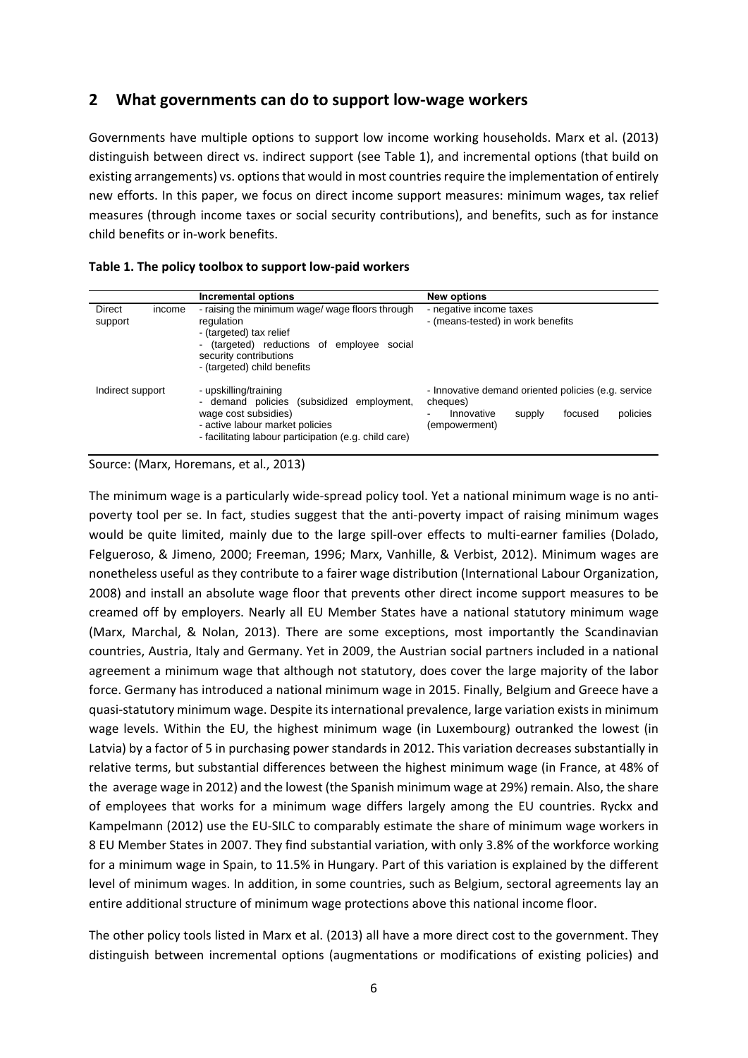## 2 What governments can do to support low-wage workers

Governments have multiple options to support low income working households. Marx et al. (2013) distinguish between direct vs. indirect support (see Table 1), and incremental options (that build on existing arrangements) vs. options that would in most countries require the implementation of entirely new efforts. In this paper, we focus on direct income support measures: minimum wages, tax relief measures (through income taxes or social security contributions), and benefits, such as for instance child benefits or in-work benefits.

**Table 1. The policy toolbox to support low-paid workers**

| | Incremental options | New options |
|---|---|---|
| Direct income support | - raising the minimum wage/ wage floors through regulation<br>- (targeted) tax relief<br>- (targeted) reductions of employee social security contributions<br>- (targeted) child benefits | - negative income taxes<br>- (means-tested) in work benefits |
| Indirect support | - upskilling/training<br>- demand policies (subsidized employment, wage cost subsidies)<br>- active labour market policies<br>- facilitating labour participation (e.g. child care) | - Innovative demand oriented policies (e.g. service cheques)<br>- Innovative supply focused policies (empowerment) |

Source: (Marx, Horemans, et al., 2013)

The minimum wage is a particularly wide-spread policy tool. Yet a national minimum wage is no anti-poverty tool per se. In fact, studies suggest that the anti-poverty impact of raising minimum wages would be quite limited, mainly due to the large spill-over effects to multi-earner families (Dolado, Felgueroso, & Jimeno, 2000; Freeman, 1996; Marx, Vanhille, & Verbist, 2012). Minimum wages are nonetheless useful as they contribute to a fairer wage distribution (International Labour Organization, 2008) and install an absolute wage floor that prevents other direct income support measures to be creamed off by employers. Nearly all EU Member States have a national statutory minimum wage (Marx, Marchal, & Nolan, 2013). There are some exceptions, most importantly the Scandinavian countries, Austria, Italy and Germany. Yet in 2009, the Austrian social partners included in a national agreement a minimum wage that although not statutory, does cover the large majority of the labor force. Germany has introduced a national minimum wage in 2015. Finally, Belgium and Greece have a quasi-statutory minimum wage. Despite its international prevalence, large variation exists in minimum wage levels. Within the EU, the highest minimum wage (in Luxembourg) outranked the lowest (in Latvia) by a factor of 5 in purchasing power standards in 2012. This variation decreases substantially in relative terms, but substantial differences between the highest minimum wage (in France, at 48% of the average wage in 2012) and the lowest (the Spanish minimum wage at 29%) remain. Also, the share of employees that works for a minimum wage differs largely among the EU countries. Ryckx and Kampelmann (2012) use the EU-SILC to comparably estimate the share of minimum wage workers in 8 EU Member States in 2007. They find substantial variation, with only 3.8% of the workforce working for a minimum wage in Spain, to 11.5% in Hungary. Part of this variation is explained by the different level of minimum wages. In addition, in some countries, such as Belgium, sectoral agreements lay an entire additional structure of minimum wage protections above this national income floor.

The other policy tools listed in Marx et al. (2013) all have a more direct cost to the government. They distinguish between incremental options (augmentations or modifications of existing policies) and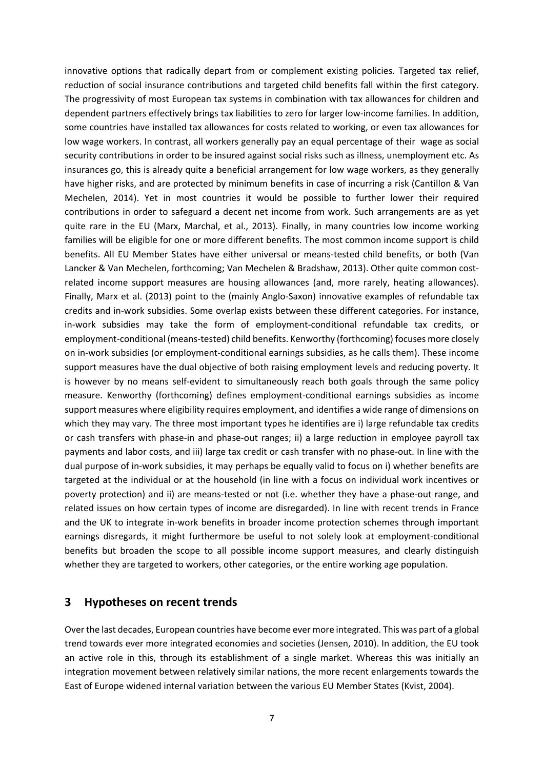innovative options that radically depart from or complement existing policies. Targeted tax relief, reduction of social insurance contributions and targeted child benefits fall within the first category. The progressivity of most European tax systems in combination with tax allowances for children and dependent partners effectively brings tax liabilities to zero for larger low-income families. In addition, some countries have installed tax allowances for costs related to working, or even tax allowances for low wage workers. In contrast, all workers generally pay an equal percentage of their wage as social security contributions in order to be insured against social risks such as illness, unemployment etc. As insurances go, this is already quite a beneficial arrangement for low wage workers, as they generally have higher risks, and are protected by minimum benefits in case of incurring a risk (Cantillon & Van Mechelen, 2014). Yet in most countries it would be possible to further lower their required contributions in order to safeguard a decent net income from work. Such arrangements are as yet quite rare in the EU (Marx, Marchal, et al., 2013). Finally, in many countries low income working families will be eligible for one or more different benefits. The most common income support is child benefits. All EU Member States have either universal or means-tested child benefits, or both (Van Lancker & Van Mechelen, forthcoming; Van Mechelen & Bradshaw, 2013). Other quite common cost-related income support measures are housing allowances (and, more rarely, heating allowances). Finally, Marx et al. (2013) point to the (mainly Anglo-Saxon) innovative examples of refundable tax credits and in-work subsidies. Some overlap exists between these different categories. For instance, in-work subsidies may take the form of employment-conditional refundable tax credits, or employment-conditional (means-tested) child benefits. Kenworthy (forthcoming) focuses more closely on in-work subsidies (or employment-conditional earnings subsidies, as he calls them). These income support measures have the dual objective of both raising employment levels and reducing poverty. It is however by no means self-evident to simultaneously reach both goals through the same policy measure. Kenworthy (forthcoming) defines employment-conditional earnings subsidies as income support measures where eligibility requires employment, and identifies a wide range of dimensions on which they may vary. The three most important types he identifies are i) large refundable tax credits or cash transfers with phase-in and phase-out ranges; ii) a large reduction in employee payroll tax payments and labor costs, and iii) large tax credit or cash transfer with no phase-out. In line with the dual purpose of in-work subsidies, it may perhaps be equally valid to focus on i) whether benefits are targeted at the individual or at the household (in line with a focus on individual work incentives or poverty protection) and ii) are means-tested or not (i.e. whether they have a phase-out range, and related issues on how certain types of income are disregarded). In line with recent trends in France and the UK to integrate in-work benefits in broader income protection schemes through important earnings disregards, it might furthermore be useful to not solely look at employment-conditional benefits but broaden the scope to all possible income support measures, and clearly distinguish whether they are targeted to workers, other categories, or the entire working age population.

## 3 Hypotheses on recent trends

Over the last decades, European countries have become ever more integrated. This was part of a global trend towards ever more integrated economies and societies (Jensen, 2010). In addition, the EU took an active role in this, through its establishment of a single market. Whereas this was initially an integration movement between relatively similar nations, the more recent enlargements towards the East of Europe widened internal variation between the various EU Member States (Kvist, 2004).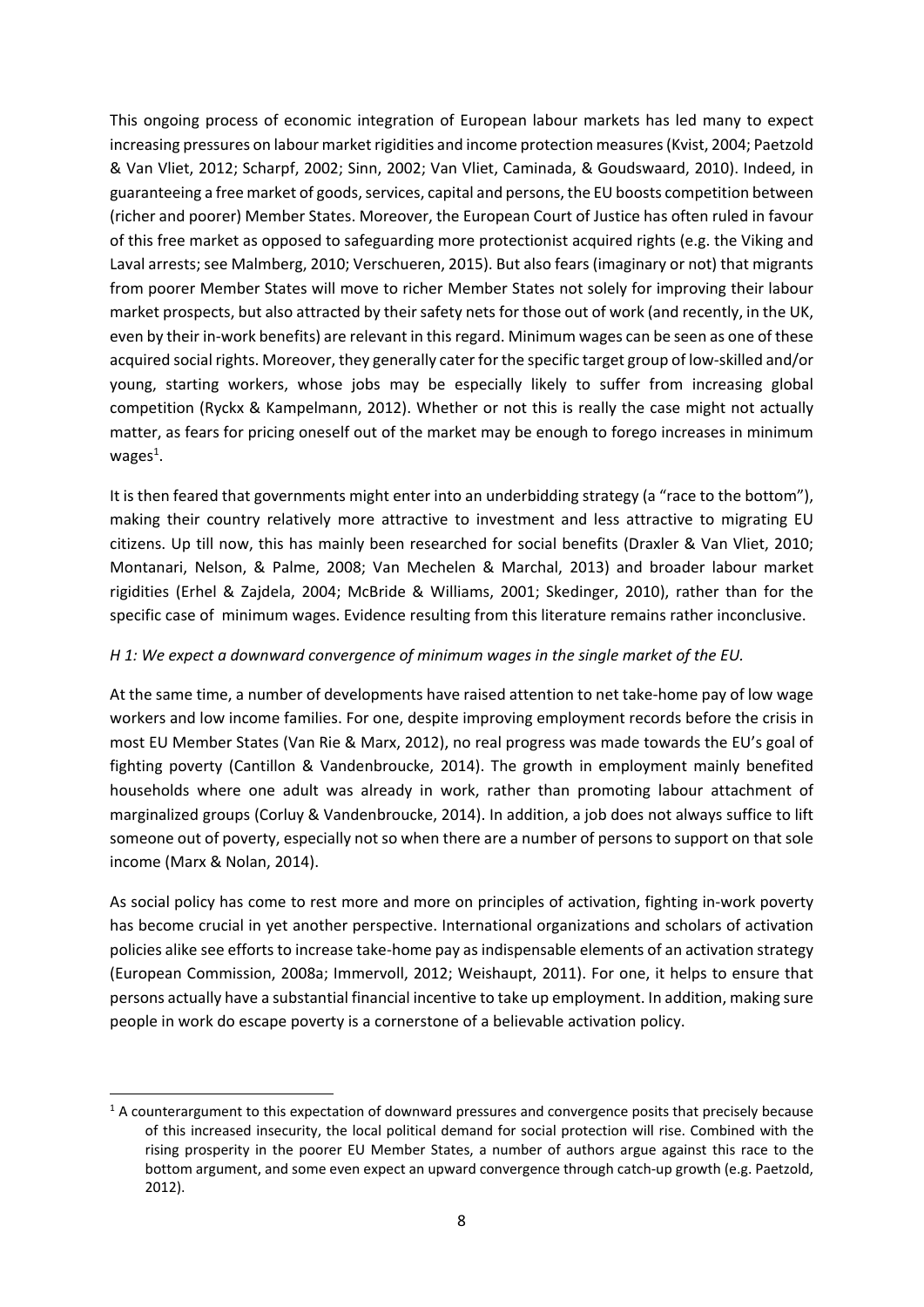This ongoing process of economic integration of European labour markets has led many to expect increasing pressures on labour market rigidities and income protection measures (Kvist, 2004; Paetzold & Van Vliet, 2012; Scharpf, 2002; Sinn, 2002; Van Vliet, Caminada, & Goudswaard, 2010). Indeed, in guaranteeing a free market of goods, services, capital and persons, the EU boosts competition between (richer and poorer) Member States. Moreover, the European Court of Justice has often ruled in favour of this free market as opposed to safeguarding more protectionist acquired rights (e.g. the Viking and Laval arrests; see Malmberg, 2010; Verschueren, 2015). But also fears (imaginary or not) that migrants from poorer Member States will move to richer Member States not solely for improving their labour market prospects, but also attracted by their safety nets for those out of work (and recently, in the UK, even by their in-work benefits) are relevant in this regard. Minimum wages can be seen as one of these acquired social rights. Moreover, they generally cater for the specific target group of low-skilled and/or young, starting workers, whose jobs may be especially likely to suffer from increasing global competition (Ryckx & Kampelmann, 2012). Whether or not this is really the case might not actually matter, as fears for pricing oneself out of the market may be enough to forego increases in minimum wages[1].

It is then feared that governments might enter into an underbidding strategy (a "race to the bottom"), making their country relatively more attractive to investment and less attractive to migrating EU citizens. Up till now, this has mainly been researched for social benefits (Draxler & Van Vliet, 2010; Montanari, Nelson, & Palme, 2008; Van Mechelen & Marchal, 2013) and broader labour market rigidities (Erhel & Zajdela, 2004; McBride & Williams, 2001; Skedinger, 2010), rather than for the specific case of minimum wages. Evidence resulting from this literature remains rather inconclusive.

*H 1: We expect a downward convergence of minimum wages in the single market of the EU.*

At the same time, a number of developments have raised attention to net take-home pay of low wage workers and low income families. For one, despite improving employment records before the crisis in most EU Member States (Van Rie & Marx, 2012), no real progress was made towards the EU's goal of fighting poverty (Cantillon & Vandenbroucke, 2014). The growth in employment mainly benefited households where one adult was already in work, rather than promoting labour attachment of marginalized groups (Corluy & Vandenbroucke, 2014). In addition, a job does not always suffice to lift someone out of poverty, especially not so when there are a number of persons to support on that sole income (Marx & Nolan, 2014).

As social policy has come to rest more and more on principles of activation, fighting in-work poverty has become crucial in yet another perspective. International organizations and scholars of activation policies alike see efforts to increase take-home pay as indispensable elements of an activation strategy (European Commission, 2008a; Immervoll, 2012; Weishaupt, 2011). For one, it helps to ensure that persons actually have a substantial financial incentive to take up employment. In addition, making sure people in work do escape poverty is a cornerstone of a believable activation policy.

[1] A counterargument to this expectation of downward pressures and convergence posits that precisely because of this increased insecurity, the local political demand for social protection will rise. Combined with the rising prosperity in the poorer EU Member States, a number of authors argue against this race to the bottom argument, and some even expect an upward convergence through catch-up growth (e.g. Paetzold, 2012).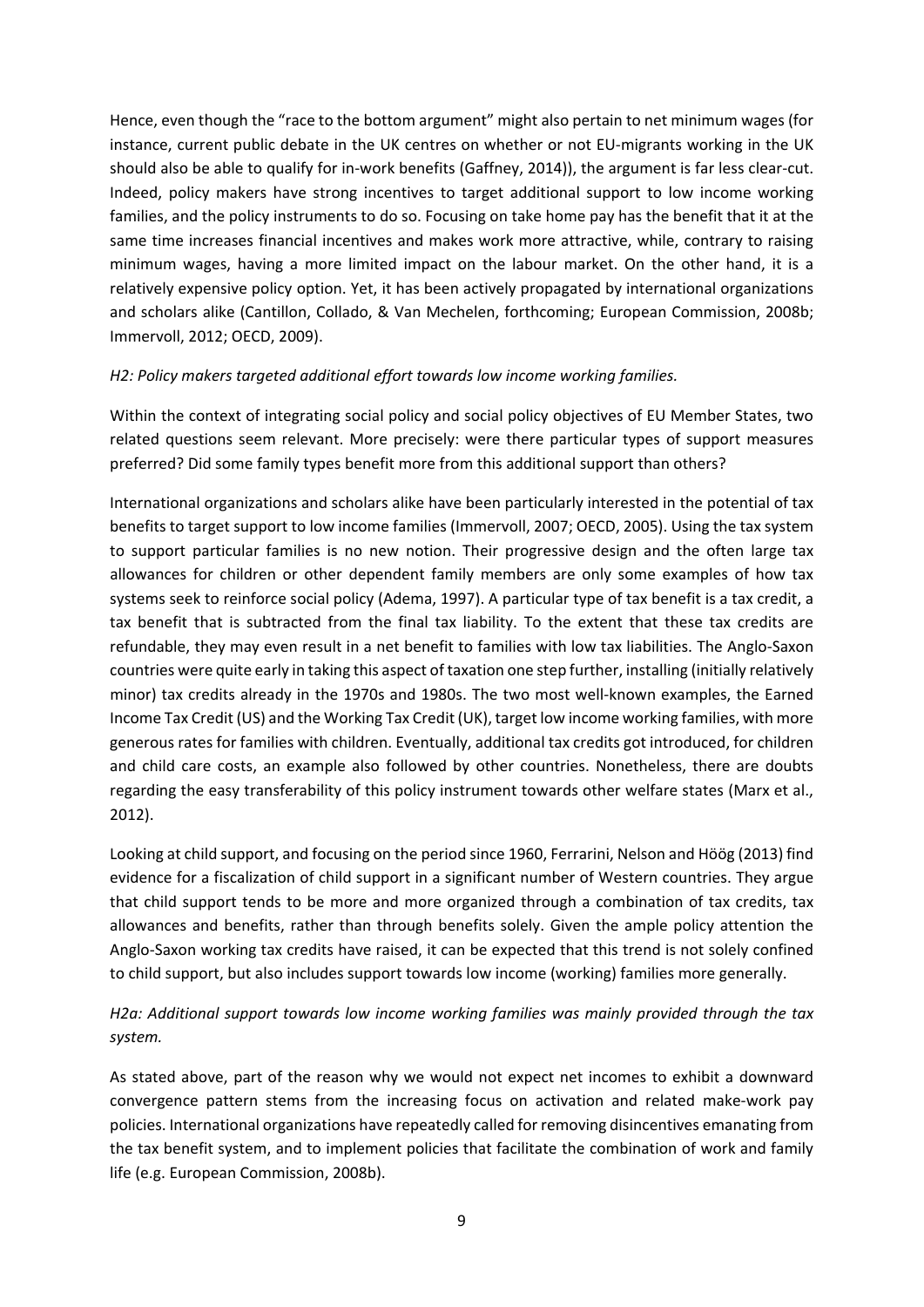Hence, even though the "race to the bottom argument" might also pertain to net minimum wages (for instance, current public debate in the UK centres on whether or not EU-migrants working in the UK should also be able to qualify for in-work benefits (Gaffney, 2014)), the argument is far less clear-cut. Indeed, policy makers have strong incentives to target additional support to low income working families, and the policy instruments to do so. Focusing on take home pay has the benefit that it at the same time increases financial incentives and makes work more attractive, while, contrary to raising minimum wages, having a more limited impact on the labour market. On the other hand, it is a relatively expensive policy option. Yet, it has been actively propagated by international organizations and scholars alike (Cantillon, Collado, & Van Mechelen, forthcoming; European Commission, 2008b; Immervoll, 2012; OECD, 2009).

*H2: Policy makers targeted additional effort towards low income working families.*

Within the context of integrating social policy and social policy objectives of EU Member States, two related questions seem relevant. More precisely: were there particular types of support measures preferred? Did some family types benefit more from this additional support than others?

International organizations and scholars alike have been particularly interested in the potential of tax benefits to target support to low income families (Immervoll, 2007; OECD, 2005). Using the tax system to support particular families is no new notion. Their progressive design and the often large tax allowances for children or other dependent family members are only some examples of how tax systems seek to reinforce social policy (Adema, 1997). A particular type of tax benefit is a tax credit, a tax benefit that is subtracted from the final tax liability. To the extent that these tax credits are refundable, they may even result in a net benefit to families with low tax liabilities. The Anglo-Saxon countries were quite early in taking this aspect of taxation one step further, installing (initially relatively minor) tax credits already in the 1970s and 1980s. The two most well-known examples, the Earned Income Tax Credit (US) and the Working Tax Credit (UK), target low income working families, with more generous rates for families with children. Eventually, additional tax credits got introduced, for children and child care costs, an example also followed by other countries. Nonetheless, there are doubts regarding the easy transferability of this policy instrument towards other welfare states (Marx et al., 2012).

Looking at child support, and focusing on the period since 1960, Ferrarini, Nelson and Höög (2013) find evidence for a fiscalization of child support in a significant number of Western countries. They argue that child support tends to be more and more organized through a combination of tax credits, tax allowances and benefits, rather than through benefits solely. Given the ample policy attention the Anglo-Saxon working tax credits have raised, it can be expected that this trend is not solely confined to child support, but also includes support towards low income (working) families more generally.

*H2a: Additional support towards low income working families was mainly provided through the tax system.*

As stated above, part of the reason why we would not expect net incomes to exhibit a downward convergence pattern stems from the increasing focus on activation and related make-work pay policies. International organizations have repeatedly called for removing disincentives emanating from the tax benefit system, and to implement policies that facilitate the combination of work and family life (e.g. European Commission, 2008b).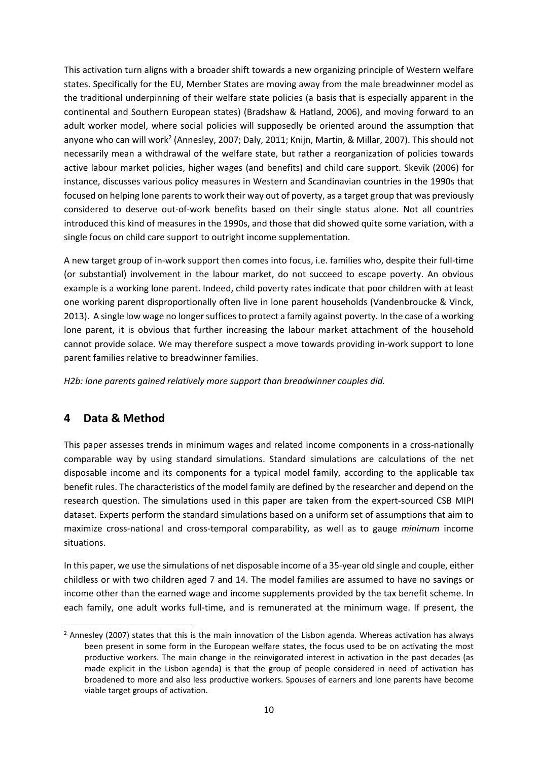This activation turn aligns with a broader shift towards a new organizing principle of Western welfare states. Specifically for the EU, Member States are moving away from the male breadwinner model as the traditional underpinning of their welfare state policies (a basis that is especially apparent in the continental and Southern European states) (Bradshaw & Hatland, 2006), and moving forward to an adult worker model, where social policies will supposedly be oriented around the assumption that anyone who can will work[2] (Annesley, 2007; Daly, 2011; Knijn, Martin, & Millar, 2007). This should not necessarily mean a withdrawal of the welfare state, but rather a reorganization of policies towards active labour market policies, higher wages (and benefits) and child care support. Skevik (2006) for instance, discusses various policy measures in Western and Scandinavian countries in the 1990s that focused on helping lone parents to work their way out of poverty, as a target group that was previously considered to deserve out-of-work benefits based on their single status alone. Not all countries introduced this kind of measures in the 1990s, and those that did showed quite some variation, with a single focus on child care support to outright income supplementation.

A new target group of in-work support then comes into focus, i.e. families who, despite their full-time (or substantial) involvement in the labour market, do not succeed to escape poverty. An obvious example is a working lone parent. Indeed, child poverty rates indicate that poor children with at least one working parent disproportionally often live in lone parent households (Vandenbroucke & Vinck, 2013). A single low wage no longer suffices to protect a family against poverty. In the case of a working lone parent, it is obvious that further increasing the labour market attachment of the household cannot provide solace. We may therefore suspect a move towards providing in-work support to lone parent families relative to breadwinner families.

*H2b: lone parents gained relatively more support than breadwinner couples did.*

# 4 Data & Method

This paper assesses trends in minimum wages and related income components in a cross-nationally comparable way by using standard simulations. Standard simulations are calculations of the net disposable income and its components for a typical model family, according to the applicable tax benefit rules. The characteristics of the model family are defined by the researcher and depend on the research question. The simulations used in this paper are taken from the expert-sourced CSB MIPI dataset. Experts perform the standard simulations based on a uniform set of assumptions that aim to maximize cross-national and cross-temporal comparability, as well as to gauge *minimum* income situations.

In this paper, we use the simulations of net disposable income of a 35-year old single and couple, either childless or with two children aged 7 and 14. The model families are assumed to have no savings or income other than the earned wage and income supplements provided by the tax benefit scheme. In each family, one adult works full-time, and is remunerated at the minimum wage. If present, the

[2] Annesley (2007) states that this is the main innovation of the Lisbon agenda. Whereas activation has always been present in some form in the European welfare states, the focus used to be on activating the most productive workers. The main change in the reinvigorated interest in activation in the past decades (as made explicit in the Lisbon agenda) is that the group of people considered in need of activation has broadened to more and also less productive workers. Spouses of earners and lone parents have become viable target groups of activation.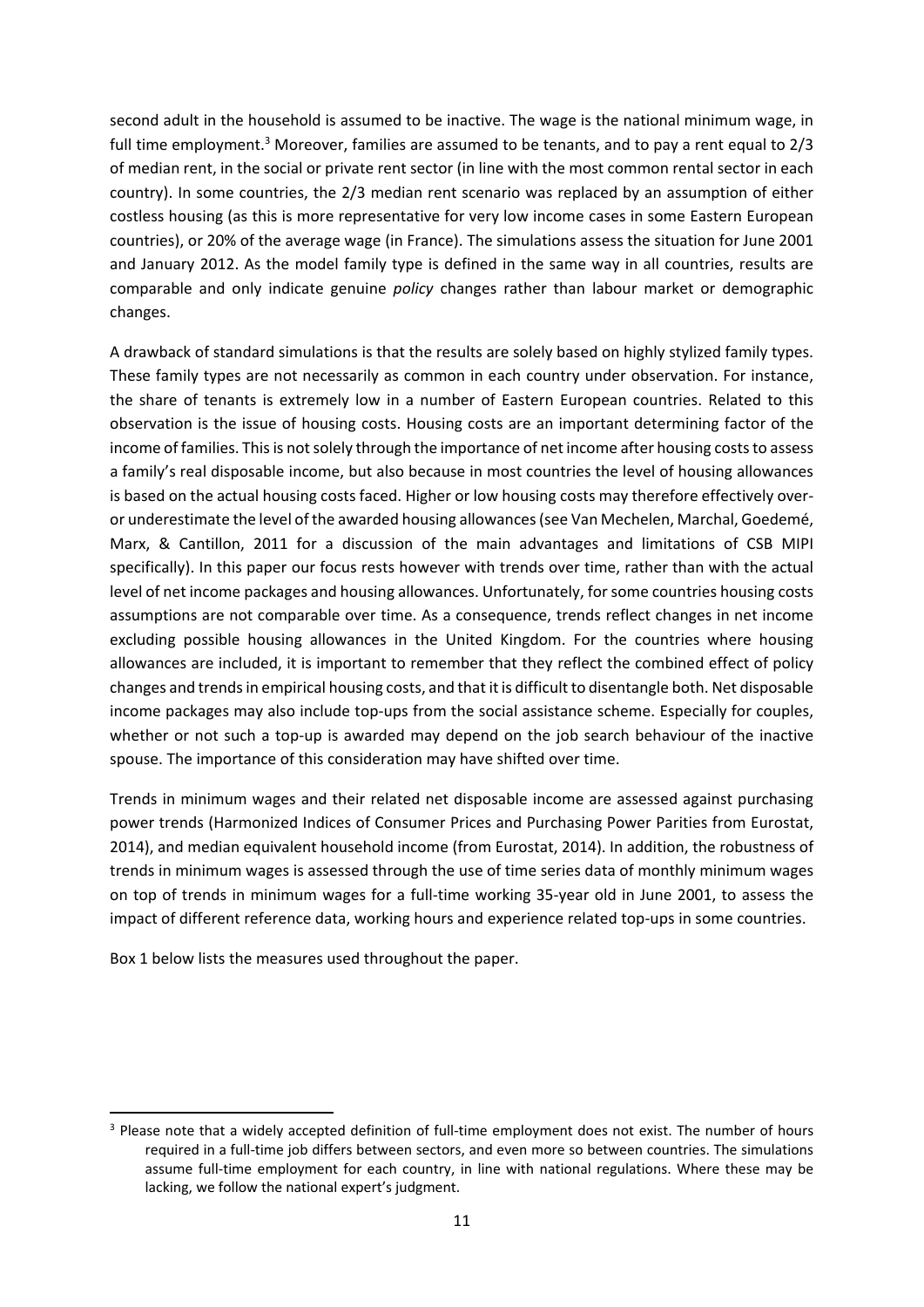second adult in the household is assumed to be inactive. The wage is the national minimum wage, in full time employment.[3] Moreover, families are assumed to be tenants, and to pay a rent equal to 2/3 of median rent, in the social or private rent sector (in line with the most common rental sector in each country). In some countries, the 2/3 median rent scenario was replaced by an assumption of either costless housing (as this is more representative for very low income cases in some Eastern European countries), or 20% of the average wage (in France). The simulations assess the situation for June 2001 and January 2012. As the model family type is defined in the same way in all countries, results are comparable and only indicate genuine *policy* changes rather than labour market or demographic changes.

A drawback of standard simulations is that the results are solely based on highly stylized family types. These family types are not necessarily as common in each country under observation. For instance, the share of tenants is extremely low in a number of Eastern European countries. Related to this observation is the issue of housing costs. Housing costs are an important determining factor of the income of families. This is not solely through the importance of net income after housing costs to assess a family's real disposable income, but also because in most countries the level of housing allowances is based on the actual housing costs faced. Higher or low housing costs may therefore effectively over- or underestimate the level of the awarded housing allowances (see Van Mechelen, Marchal, Goedemé, Marx, & Cantillon, 2011 for a discussion of the main advantages and limitations of CSB MIPI specifically). In this paper our focus rests however with trends over time, rather than with the actual level of net income packages and housing allowances. Unfortunately, for some countries housing costs assumptions are not comparable over time. As a consequence, trends reflect changes in net income excluding possible housing allowances in the United Kingdom. For the countries where housing allowances are included, it is important to remember that they reflect the combined effect of policy changes and trends in empirical housing costs, and that it is difficult to disentangle both. Net disposable income packages may also include top-ups from the social assistance scheme. Especially for couples, whether or not such a top-up is awarded may depend on the job search behaviour of the inactive spouse. The importance of this consideration may have shifted over time.

Trends in minimum wages and their related net disposable income are assessed against purchasing power trends (Harmonized Indices of Consumer Prices and Purchasing Power Parities from Eurostat, 2014), and median equivalent household income (from Eurostat, 2014). In addition, the robustness of trends in minimum wages is assessed through the use of time series data of monthly minimum wages on top of trends in minimum wages for a full-time working 35-year old in June 2001, to assess the impact of different reference data, working hours and experience related top-ups in some countries.

Box 1 below lists the measures used throughout the paper.

[3] Please note that a widely accepted definition of full-time employment does not exist. The number of hours required in a full-time job differs between sectors, and even more so between countries. The simulations assume full-time employment for each country, in line with national regulations. Where these may be lacking, we follow the national expert's judgment.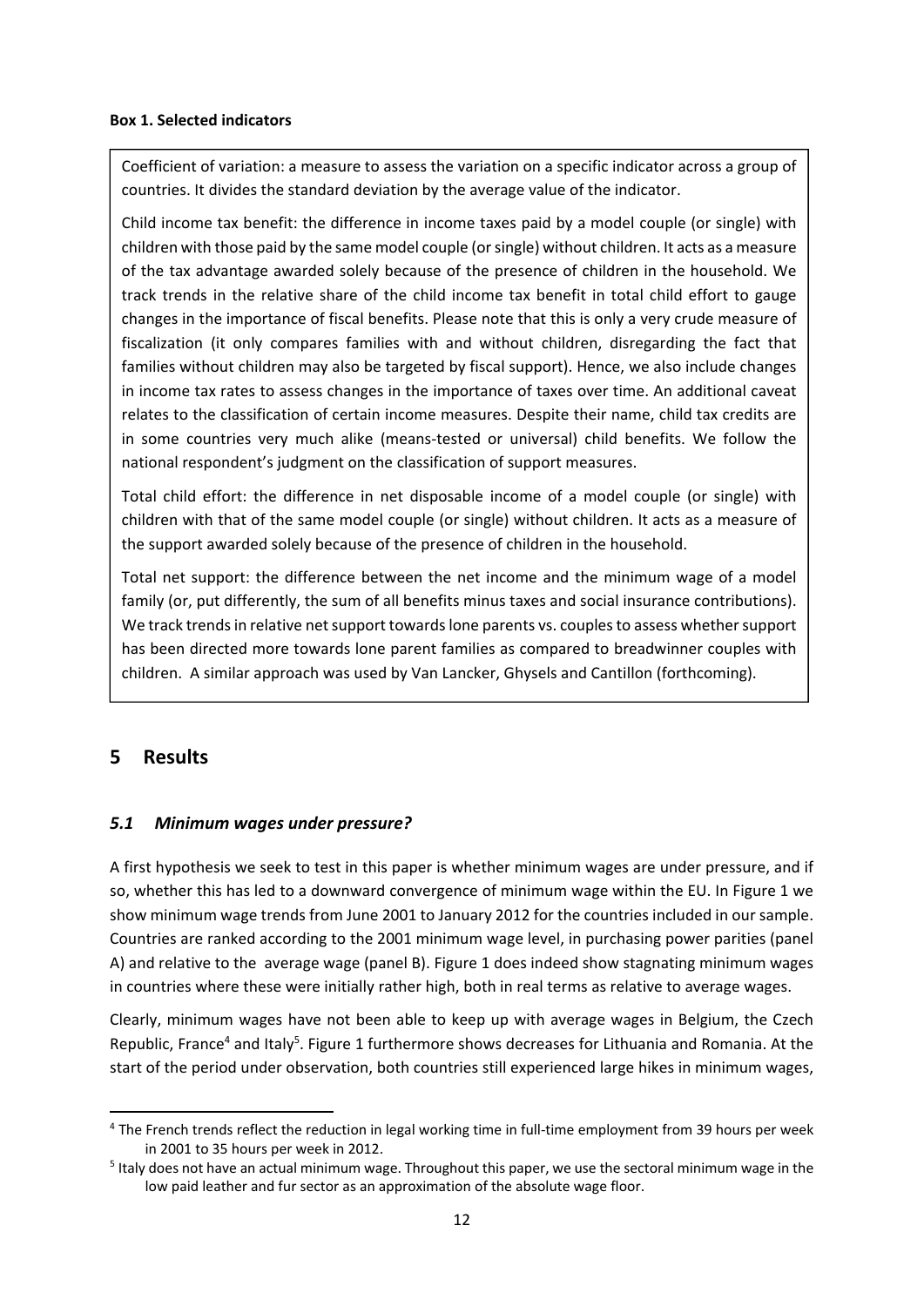**Box 1. Selected indicators**

Coefficient of variation: a measure to assess the variation on a specific indicator across a group of countries. It divides the standard deviation by the average value of the indicator.

Child income tax benefit: the difference in income taxes paid by a model couple (or single) with children with those paid by the same model couple (or single) without children. It acts as a measure of the tax advantage awarded solely because of the presence of children in the household. We track trends in the relative share of the child income tax benefit in total child effort to gauge changes in the importance of fiscal benefits. Please note that this is only a very crude measure of fiscalization (it only compares families with and without children, disregarding the fact that families without children may also be targeted by fiscal support). Hence, we also include changes in income tax rates to assess changes in the importance of taxes over time. An additional caveat relates to the classification of certain income measures. Despite their name, child tax credits are in some countries very much alike (means-tested or universal) child benefits. We follow the national respondent's judgment on the classification of support measures.

Total child effort: the difference in net disposable income of a model couple (or single) with children with that of the same model couple (or single) without children. It acts as a measure of the support awarded solely because of the presence of children in the household.

Total net support: the difference between the net income and the minimum wage of a model family (or, put differently, the sum of all benefits minus taxes and social insurance contributions). We track trends in relative net support towards lone parents vs. couples to assess whether support has been directed more towards lone parent families as compared to breadwinner couples with children. A similar approach was used by Van Lancker, Ghysels and Cantillon (forthcoming).

# 5 Results

## *5.1 Minimum wages under pressure?*

A first hypothesis we seek to test in this paper is whether minimum wages are under pressure, and if so, whether this has led to a downward convergence of minimum wage within the EU. In Figure 1 we show minimum wage trends from June 2001 to January 2012 for the countries included in our sample. Countries are ranked according to the 2001 minimum wage level, in purchasing power parities (panel A) and relative to the average wage (panel B). Figure 1 does indeed show stagnating minimum wages in countries where these were initially rather high, both in real terms as relative to average wages.

Clearly, minimum wages have not been able to keep up with average wages in Belgium, the Czech Republic, France[4] and Italy[5]. Figure 1 furthermore shows decreases for Lithuania and Romania. At the start of the period under observation, both countries still experienced large hikes in minimum wages,

[4] The French trends reflect the reduction in legal working time in full-time employment from 39 hours per week in 2001 to 35 hours per week in 2012.

[5] Italy does not have an actual minimum wage. Throughout this paper, we use the sectoral minimum wage in the low paid leather and fur sector as an approximation of the absolute wage floor.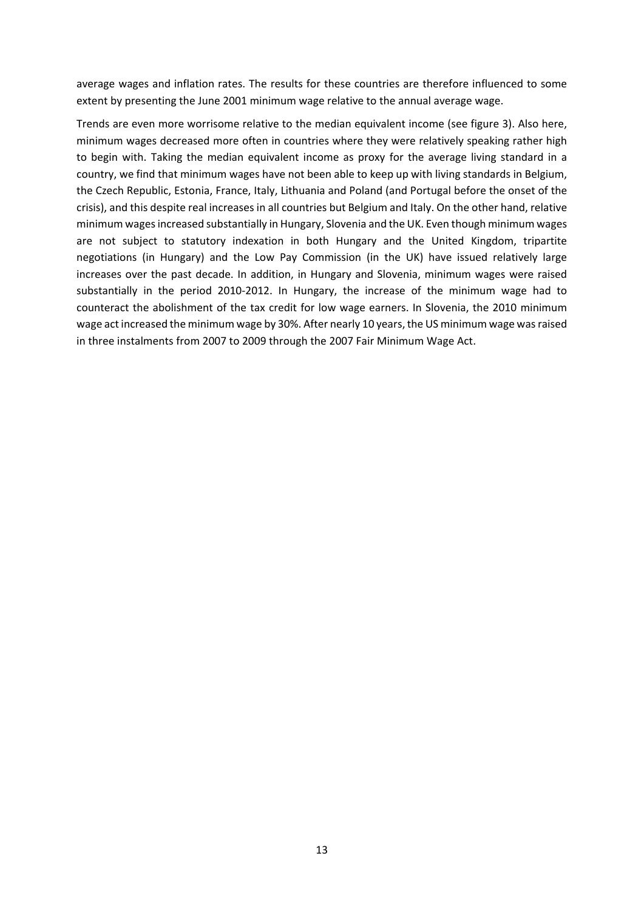average wages and inflation rates. The results for these countries are therefore influenced to some extent by presenting the June 2001 minimum wage relative to the annual average wage.

Trends are even more worrisome relative to the median equivalent income (see figure 3). Also here, minimum wages decreased more often in countries where they were relatively speaking rather high to begin with. Taking the median equivalent income as proxy for the average living standard in a country, we find that minimum wages have not been able to keep up with living standards in Belgium, the Czech Republic, Estonia, France, Italy, Lithuania and Poland (and Portugal before the onset of the crisis), and this despite real increases in all countries but Belgium and Italy. On the other hand, relative minimum wages increased substantially in Hungary, Slovenia and the UK. Even though minimum wages are not subject to statutory indexation in both Hungary and the United Kingdom, tripartite negotiations (in Hungary) and the Low Pay Commission (in the UK) have issued relatively large increases over the past decade. In addition, in Hungary and Slovenia, minimum wages were raised substantially in the period 2010-2012. In Hungary, the increase of the minimum wage had to counteract the abolishment of the tax credit for low wage earners. In Slovenia, the 2010 minimum wage act increased the minimum wage by 30%. After nearly 10 years, the US minimum wage was raised in three instalments from 2007 to 2009 through the 2007 Fair Minimum Wage Act.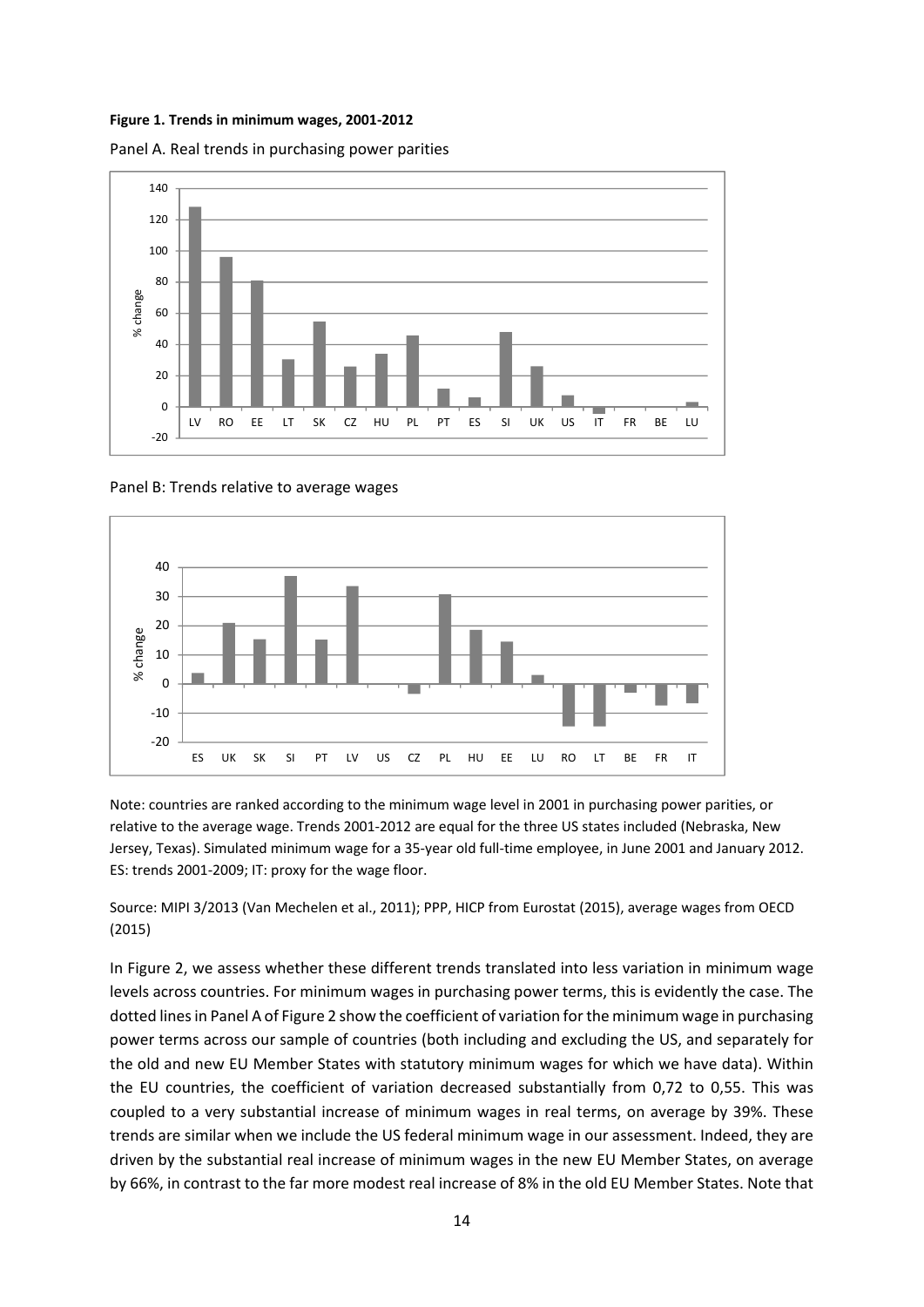**Figure 1. Trends in minimum wages, 2001-2012**

Panel A. Real trends in purchasing power parities

% change
140
120
100
80
60
40
20
0
-20
LV RO EE LT SK CZ HU PL PT ES SI UK US IT FR BE LU

Panel B: Trends relative to average wages

% change
40
30
20
10
0
-10
-20
ES UK SK SI PT LV US CZ PL HU EE LU RO LT BE FR IT

Note: countries are ranked according to the minimum wage level in 2001 in purchasing power parities, or relative to the average wage. Trends 2001-2012 are equal for the three US states included (Nebraska, New Jersey, Texas). Simulated minimum wage for a 35-year old full-time employee, in June 2001 and January 2012. ES: trends 2001-2009; IT: proxy for the wage floor.

Source: MIPI 3/2013 (Van Mechelen et al., 2011); PPP, HICP from Eurostat (2015), average wages from OECD (2015)

In Figure 2, we assess whether these different trends translated into less variation in minimum wage levels across countries. For minimum wages in purchasing power terms, this is evidently the case. The dotted lines in Panel A of Figure 2 show the coefficient of variation for the minimum wage in purchasing power terms across our sample of countries (both including and excluding the US, and separately for the old and new EU Member States with statutory minimum wages for which we have data). Within the EU countries, the coefficient of variation decreased substantially from 0,72 to 0,55. This was coupled to a very substantial increase of minimum wages in real terms, on average by 39%. These trends are similar when we include the US federal minimum wage in our assessment. Indeed, they are driven by the substantial real increase of minimum wages in the new EU Member States, on average by 66%, in contrast to the far more modest real increase of 8% in the old EU Member States. Note that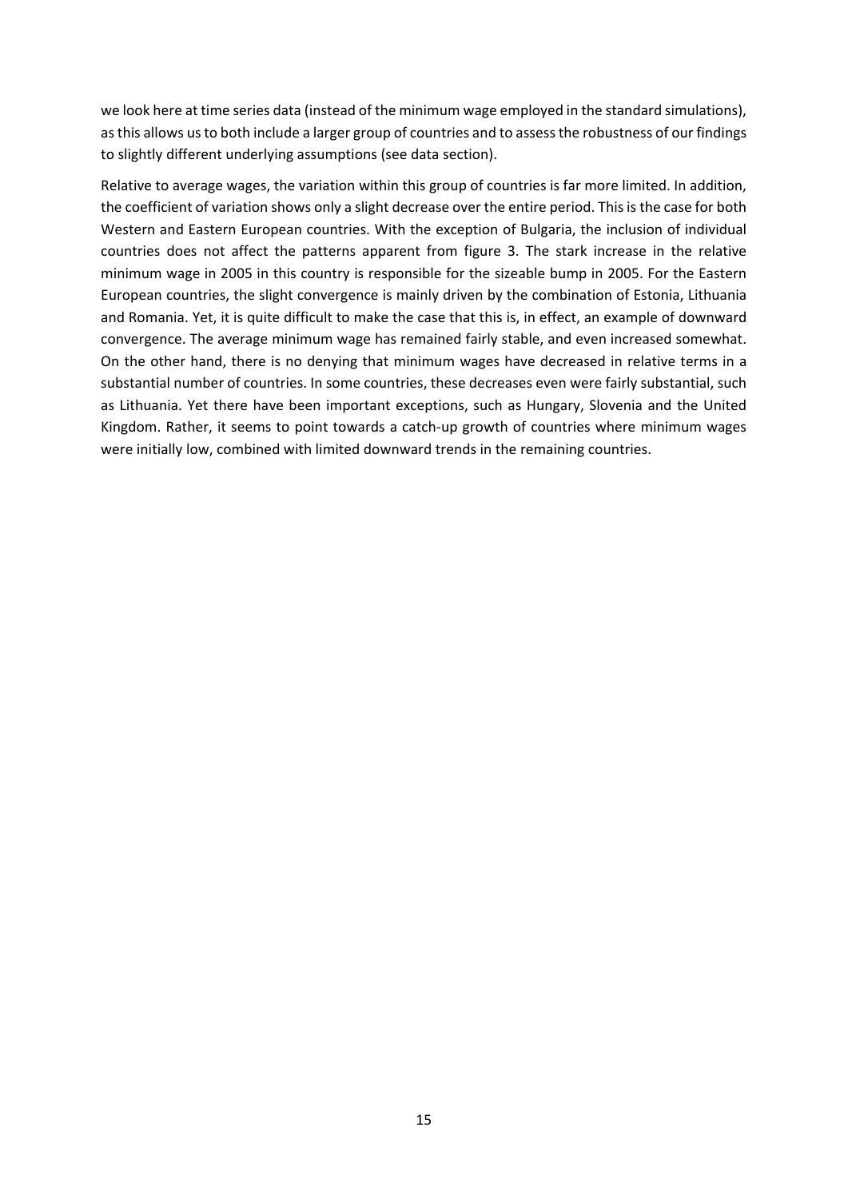we look here at time series data (instead of the minimum wage employed in the standard simulations), as this allows us to both include a larger group of countries and to assess the robustness of our findings to slightly different underlying assumptions (see data section).

Relative to average wages, the variation within this group of countries is far more limited. In addition, the coefficient of variation shows only a slight decrease over the entire period. This is the case for both Western and Eastern European countries. With the exception of Bulgaria, the inclusion of individual countries does not affect the patterns apparent from figure 3. The stark increase in the relative minimum wage in 2005 in this country is responsible for the sizeable bump in 2005. For the Eastern European countries, the slight convergence is mainly driven by the combination of Estonia, Lithuania and Romania. Yet, it is quite difficult to make the case that this is, in effect, an example of downward convergence. The average minimum wage has remained fairly stable, and even increased somewhat. On the other hand, there is no denying that minimum wages have decreased in relative terms in a substantial number of countries. In some countries, these decreases even were fairly substantial, such as Lithuania. Yet there have been important exceptions, such as Hungary, Slovenia and the United Kingdom. Rather, it seems to point towards a catch-up growth of countries where minimum wages were initially low, combined with limited downward trends in the remaining countries.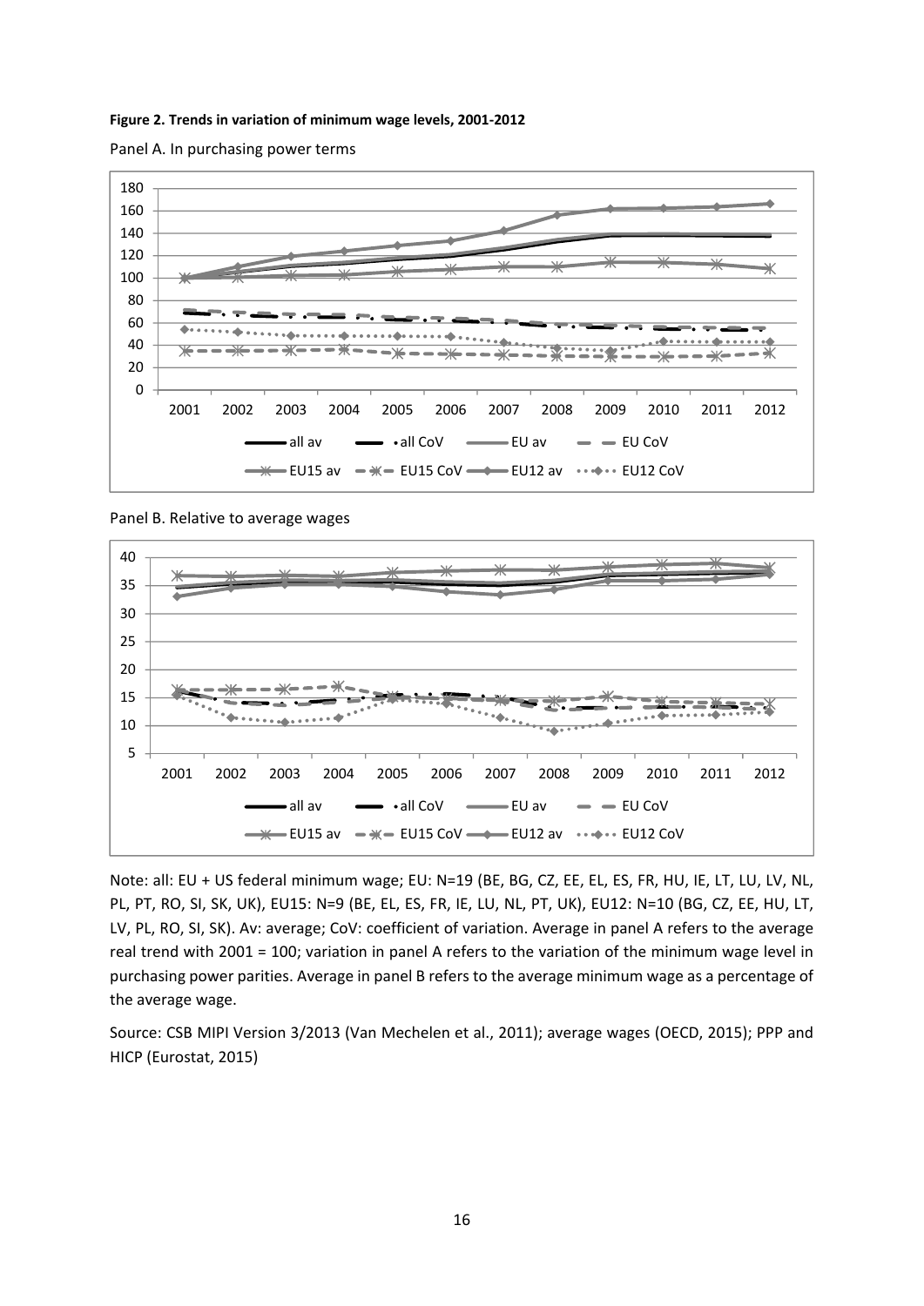**Figure 2. Trends in variation of minimum wage levels, 2001-2012**

Panel A. In purchasing power terms

180
160
140
120
100
80
60
40
20
0

2001 2002 2003 2004 2005 2006 2007 2008 2009 2010 2011 2012

all av · all CoV · EU av · EU CoV · EU15 av · EU15 CoV · EU12 av · EU12 CoV

Panel B. Relative to average wages

40
35
30
25
20
15
10
5

2001 2002 2003 2004 2005 2006 2007 2008 2009 2010 2011 2012

all av · all CoV · EU av · EU CoV · EU15 av · EU15 CoV · EU12 av · EU12 CoV

Note: all: EU + US federal minimum wage; EU: N=19 (BE, BG, CZ, EE, EL, ES, FR, HU, IE, LT, LU, LV, NL, PL, PT, RO, SI, SK, UK), EU15: N=9 (BE, EL, ES, FR, IE, LU, NL, PT, UK), EU12: N=10 (BG, CZ, EE, HU, LT, LV, PL, RO, SI, SK). Av: average; CoV: coefficient of variation. Average in panel A refers to the average real trend with 2001 = 100; variation in panel A refers to the variation of the minimum wage level in purchasing power parities. Average in panel B refers to the average minimum wage as a percentage of the average wage.

Source: CSB MIPI Version 3/2013 (Van Mechelen et al., 2011); average wages (OECD, 2015); PPP and HICP (Eurostat, 2015)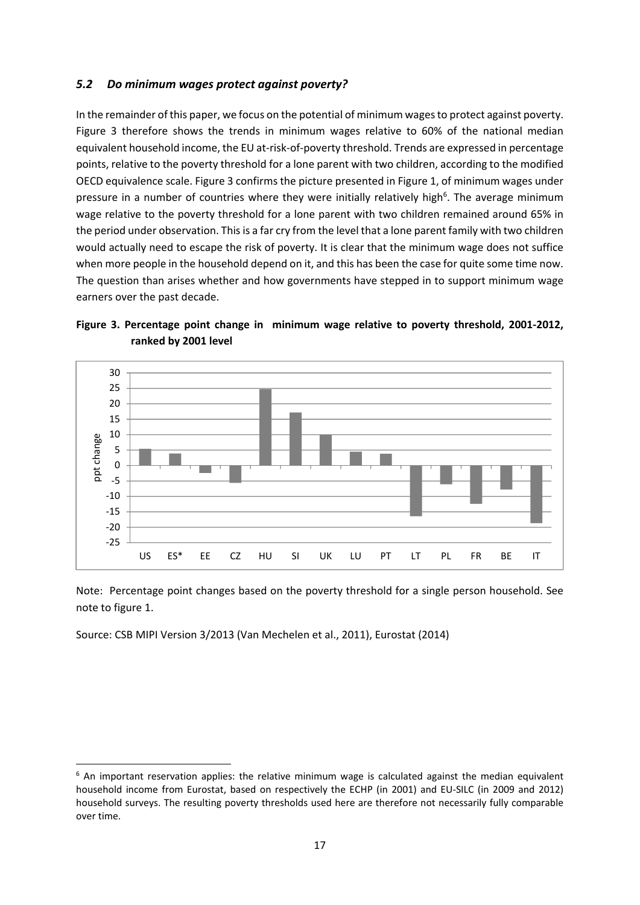### *5.2 Do minimum wages protect against poverty?*

In the remainder of this paper, we focus on the potential of minimum wages to protect against poverty. Figure 3 therefore shows the trends in minimum wages relative to 60% of the national median equivalent household income, the EU at-risk-of-poverty threshold. Trends are expressed in percentage points, relative to the poverty threshold for a lone parent with two children, according to the modified OECD equivalence scale. Figure 3 confirms the picture presented in Figure 1, of minimum wages under pressure in a number of countries where they were initially relatively high[6]. The average minimum wage relative to the poverty threshold for a lone parent with two children remained around 65% in the period under observation. This is a far cry from the level that a lone parent family with two children would actually need to escape the risk of poverty. It is clear that the minimum wage does not suffice when more people in the household depend on it, and this has been the case for quite some time now. The question than arises whether and how governments have stepped in to support minimum wage earners over the past decade.

**Figure 3. Percentage point change in minimum wage relative to poverty threshold, 2001-2012, ranked by 2001 level**

ppt change

30
25
20
15
10
5
0
-5
-10
-15
-20
-25

US ES* EE CZ HU SI UK LU PT LT PL FR BE IT

Note: Percentage point changes based on the poverty threshold for a single person household. See note to figure 1.

Source: CSB MIPI Version 3/2013 (Van Mechelen et al., 2011), Eurostat (2014)

[6] An important reservation applies: the relative minimum wage is calculated against the median equivalent household income from Eurostat, based on respectively the ECHP (in 2001) and EU-SILC (in 2009 and 2012) household surveys. The resulting poverty thresholds used here are therefore not necessarily fully comparable over time.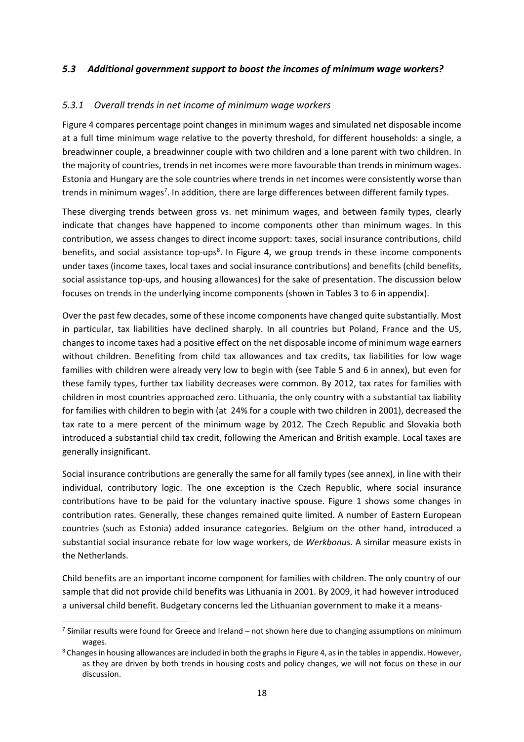### *5.3 Additional government support to boost the incomes of minimum wage workers?*

#### *5.3.1 Overall trends in net income of minimum wage workers*

Figure 4 compares percentage point changes in minimum wages and simulated net disposable income at a full time minimum wage relative to the poverty threshold, for different households: a single, a breadwinner couple, a breadwinner couple with two children and a lone parent with two children. In the majority of countries, trends in net incomes were more favourable than trends in minimum wages. Estonia and Hungary are the sole countries where trends in net incomes were consistently worse than trends in minimum wages[7]. In addition, there are large differences between different family types.

These diverging trends between gross vs. net minimum wages, and between family types, clearly indicate that changes have happened to income components other than minimum wages. In this contribution, we assess changes to direct income support: taxes, social insurance contributions, child benefits, and social assistance top-ups[8]. In Figure 4, we group trends in these income components under taxes (income taxes, local taxes and social insurance contributions) and benefits (child benefits, social assistance top-ups, and housing allowances) for the sake of presentation. The discussion below focuses on trends in the underlying income components (shown in Tables 3 to 6 in appendix).

Over the past few decades, some of these income components have changed quite substantially. Most in particular, tax liabilities have declined sharply. In all countries but Poland, France and the US, changes to income taxes had a positive effect on the net disposable income of minimum wage earners without children. Benefiting from child tax allowances and tax credits, tax liabilities for low wage families with children were already very low to begin with (see Table 5 and 6 in annex), but even for these family types, further tax liability decreases were common. By 2012, tax rates for families with children in most countries approached zero. Lithuania, the only country with a substantial tax liability for families with children to begin with (at 24% for a couple with two children in 2001), decreased the tax rate to a mere percent of the minimum wage by 2012. The Czech Republic and Slovakia both introduced a substantial child tax credit, following the American and British example. Local taxes are generally insignificant.

Social insurance contributions are generally the same for all family types (see annex), in line with their individual, contributory logic. The one exception is the Czech Republic, where social insurance contributions have to be paid for the voluntary inactive spouse. Figure 1 shows some changes in contribution rates. Generally, these changes remained quite limited. A number of Eastern European countries (such as Estonia) added insurance categories. Belgium on the other hand, introduced a substantial social insurance rebate for low wage workers, de *Werkbonus*. A similar measure exists in the Netherlands.

Child benefits are an important income component for families with children. The only country of our sample that did not provide child benefits was Lithuania in 2001. By 2009, it had however introduced a universal child benefit. Budgetary concerns led the Lithuanian government to make it a means-

[7] Similar results were found for Greece and Ireland – not shown here due to changing assumptions on minimum wages.

[8] Changes in housing allowances are included in both the graphs in Figure 4, as in the tables in appendix. However, as they are driven by both trends in housing costs and policy changes, we will not focus on these in our discussion.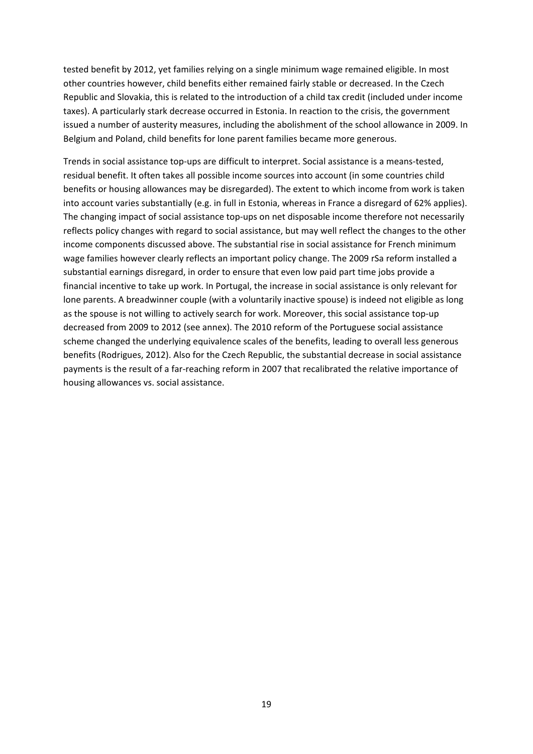tested benefit by 2012, yet families relying on a single minimum wage remained eligible. In most other countries however, child benefits either remained fairly stable or decreased. In the Czech Republic and Slovakia, this is related to the introduction of a child tax credit (included under income taxes). A particularly stark decrease occurred in Estonia. In reaction to the crisis, the government issued a number of austerity measures, including the abolishment of the school allowance in 2009. In Belgium and Poland, child benefits for lone parent families became more generous.

Trends in social assistance top-ups are difficult to interpret. Social assistance is a means-tested, residual benefit. It often takes all possible income sources into account (in some countries child benefits or housing allowances may be disregarded). The extent to which income from work is taken into account varies substantially (e.g. in full in Estonia, whereas in France a disregard of 62% applies). The changing impact of social assistance top-ups on net disposable income therefore not necessarily reflects policy changes with regard to social assistance, but may well reflect the changes to the other income components discussed above. The substantial rise in social assistance for French minimum wage families however clearly reflects an important policy change. The 2009 rSa reform installed a substantial earnings disregard, in order to ensure that even low paid part time jobs provide a financial incentive to take up work. In Portugal, the increase in social assistance is only relevant for lone parents. A breadwinner couple (with a voluntarily inactive spouse) is indeed not eligible as long as the spouse is not willing to actively search for work. Moreover, this social assistance top-up decreased from 2009 to 2012 (see annex). The 2010 reform of the Portuguese social assistance scheme changed the underlying equivalence scales of the benefits, leading to overall less generous benefits (Rodrigues, 2012). Also for the Czech Republic, the substantial decrease in social assistance payments is the result of a far-reaching reform in 2007 that recalibrated the relative importance of housing allowances vs. social assistance.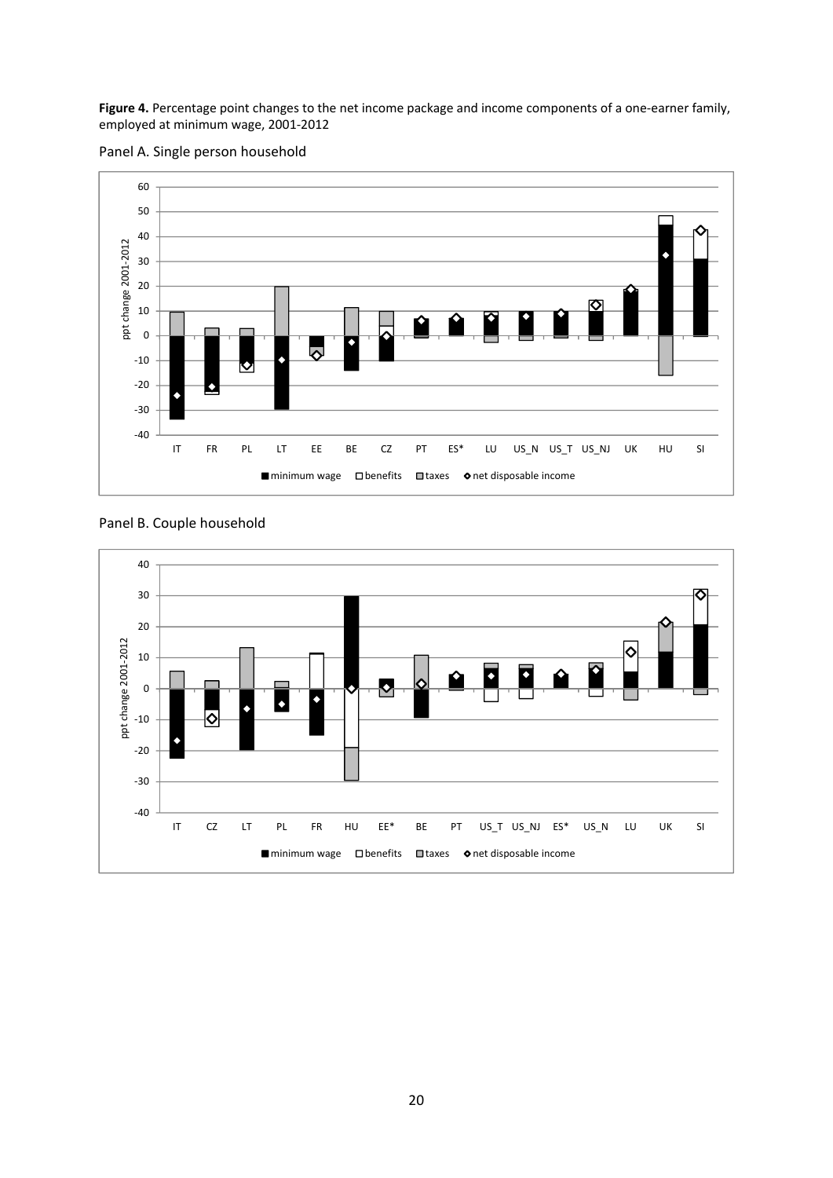**Figure 4.** Percentage point changes to the net income package and income components of a one-earner family, employed at minimum wage, 2001-2012

Panel A. Single person household

ppt change 2001-2012

60
50
40
30
20
10
0
-10
-20
-30
-40

IT FR PL LT EE BE CZ PT ES* LU US_N US_T US_NJ UK HU SI

■ minimum wage □ benefits ▨ taxes ◇ net disposable income

Panel B. Couple household

ppt change 2001-2012

40
30
20
10
0
-10
-20
-30
-40

IT CZ LT PL FR HU EE* BE PT US_T US_NJ ES* US_N LU UK SI

■ minimum wage □ benefits ▨ taxes ◇ net disposable income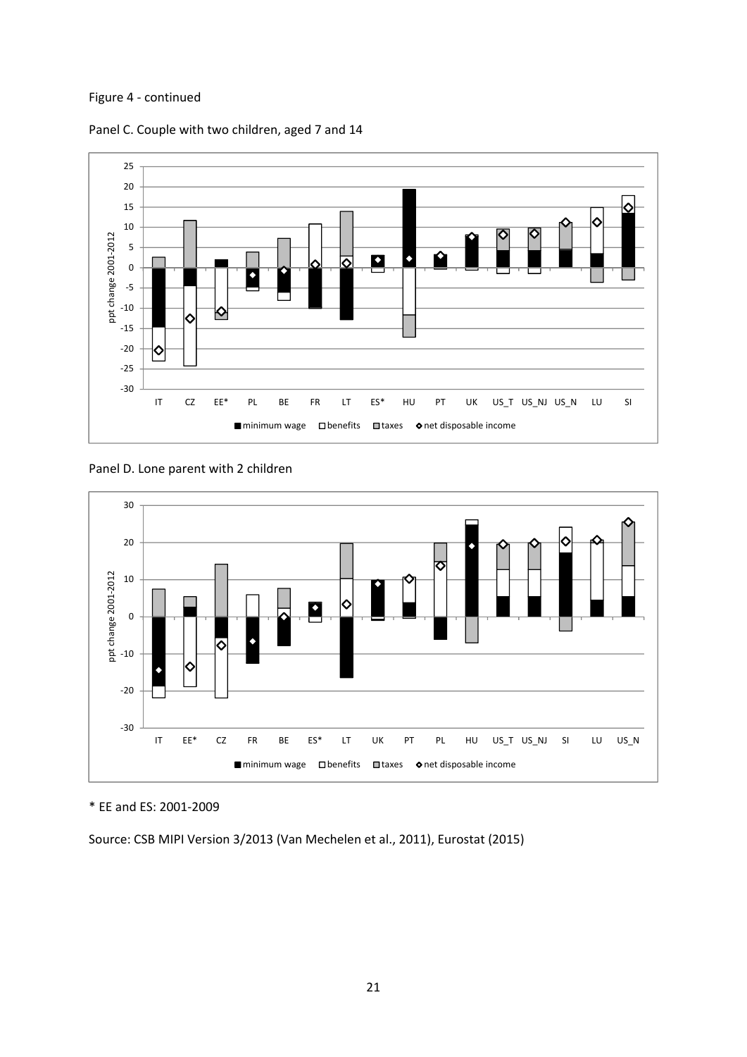Figure 4 - continued

Panel C. Couple with two children, aged 7 and 14

25
20
15
10
5
0
-5
-10
-15
-20
-25
-30

ppt change 2001-2012

IT CZ EE* PL BE FR LT ES* HU PT UK US_T US_NJ US_N LU SI

■ minimum wage □ benefits ■ taxes ◇ net disposable income

Panel D. Lone parent with 2 children

30
20
10
0
-10
-20
-30

ppt change 2001-2012

IT EE* CZ FR BE ES* LT UK PT PL HU US_T US_NJ SI LU US_N

■ minimum wage □ benefits ■ taxes ◇ net disposable income

* EE and ES: 2001-2009

Source: CSB MIPI Version 3/2013 (Van Mechelen et al., 2011), Eurostat (2015)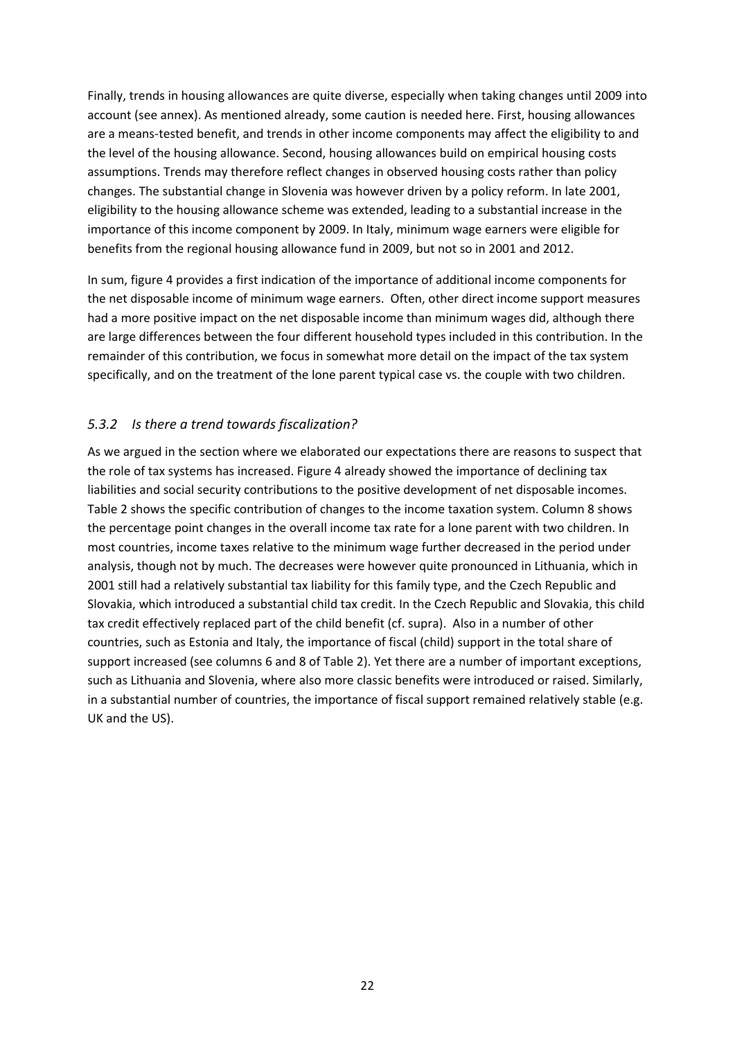Finally, trends in housing allowances are quite diverse, especially when taking changes until 2009 into account (see annex). As mentioned already, some caution is needed here. First, housing allowances are a means-tested benefit, and trends in other income components may affect the eligibility to and the level of the housing allowance. Second, housing allowances build on empirical housing costs assumptions. Trends may therefore reflect changes in observed housing costs rather than policy changes. The substantial change in Slovenia was however driven by a policy reform. In late 2001, eligibility to the housing allowance scheme was extended, leading to a substantial increase in the importance of this income component by 2009. In Italy, minimum wage earners were eligible for benefits from the regional housing allowance fund in 2009, but not so in 2001 and 2012.

In sum, figure 4 provides a first indication of the importance of additional income components for the net disposable income of minimum wage earners. Often, other direct income support measures had a more positive impact on the net disposable income than minimum wages did, although there are large differences between the four different household types included in this contribution. In the remainder of this contribution, we focus in somewhat more detail on the impact of the tax system specifically, and on the treatment of the lone parent typical case vs. the couple with two children.

### *5.3.2 Is there a trend towards fiscalization?*

As we argued in the section where we elaborated our expectations there are reasons to suspect that the role of tax systems has increased. Figure 4 already showed the importance of declining tax liabilities and social security contributions to the positive development of net disposable incomes. Table 2 shows the specific contribution of changes to the income taxation system. Column 8 shows the percentage point changes in the overall income tax rate for a lone parent with two children. In most countries, income taxes relative to the minimum wage further decreased in the period under analysis, though not by much. The decreases were however quite pronounced in Lithuania, which in 2001 still had a relatively substantial tax liability for this family type, and the Czech Republic and Slovakia, which introduced a substantial child tax credit. In the Czech Republic and Slovakia, this child tax credit effectively replaced part of the child benefit (cf. supra). Also in a number of other countries, such as Estonia and Italy, the importance of fiscal (child) support in the total share of support increased (see columns 6 and 8 of Table 2). Yet there are a number of important exceptions, such as Lithuania and Slovenia, where also more classic benefits were introduced or raised. Similarly, in a substantial number of countries, the importance of fiscal support remained relatively stable (e.g. UK and the US).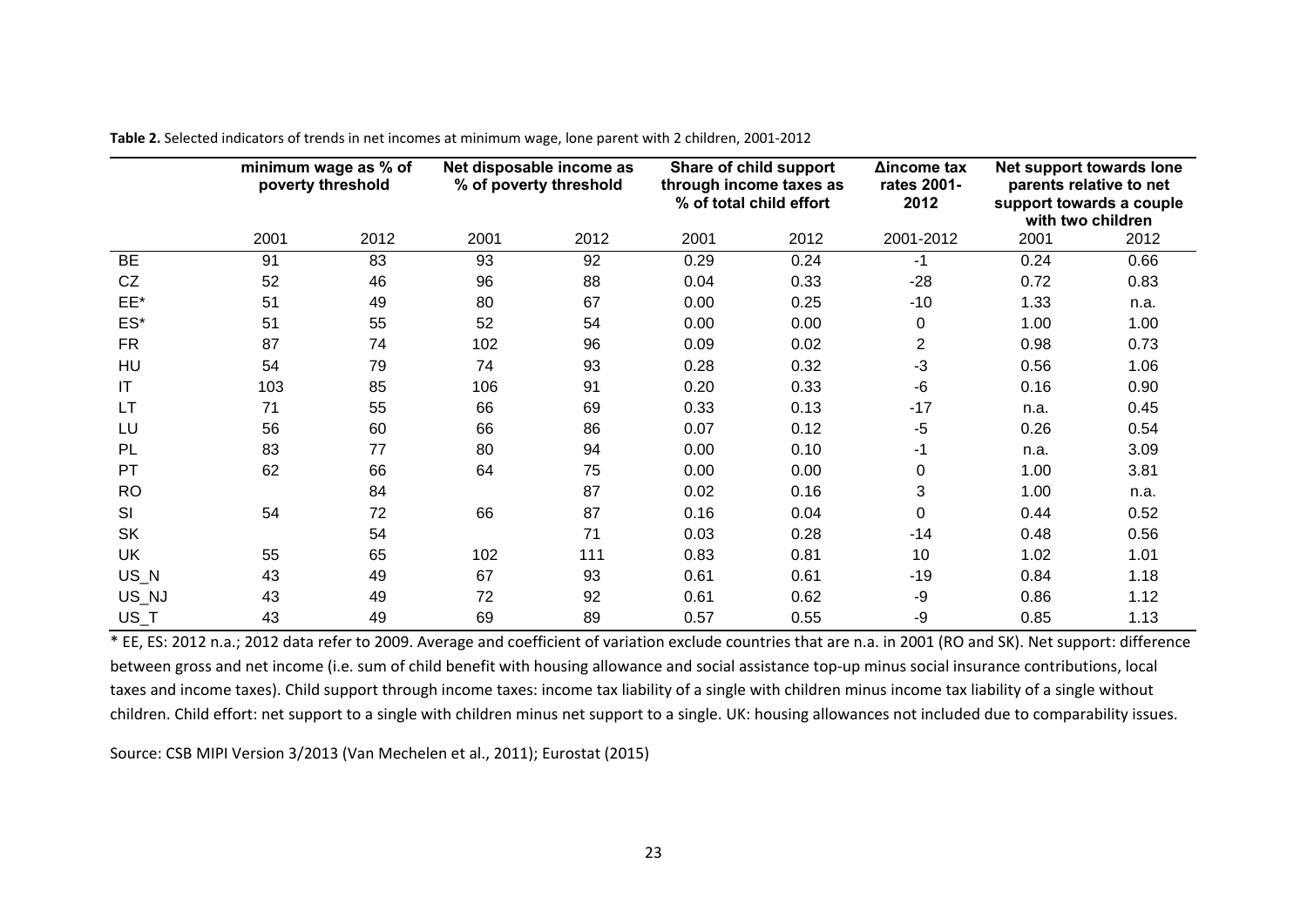**Table 2.** Selected indicators of trends in net incomes at minimum wage, lone parent with 2 children, 2001-2012

| | minimum wage as % of poverty threshold | | Net disposable income as % of poverty threshold | | Share of child support through income taxes as % of total child effort | | Δincome tax rates 2001-2012 | Net support towards lone parents relative to net support towards a couple with two children | |
|---|---|---|---|---|---|---|---|---|---|
| | 2001 | 2012 | 2001 | 2012 | 2001 | 2012 | 2001-2012 | 2001 | 2012 |
| BE | 91 | 83 | 93 | 92 | 0.29 | 0.24 | -1 | 0.24 | 0.66 |
| CZ | 52 | 46 | 96 | 88 | 0.04 | 0.33 | -28 | 0.72 | 0.83 |
| EE* | 51 | 49 | 80 | 67 | 0.00 | 0.25 | -10 | 1.33 | n.a. |
| ES* | 51 | 55 | 52 | 54 | 0.00 | 0.00 | 0 | 1.00 | 1.00 |
| FR | 87 | 74 | 102 | 96 | 0.09 | 0.02 | 2 | 0.98 | 0.73 |
| HU | 54 | 79 | 74 | 93 | 0.28 | 0.32 | -3 | 0.56 | 1.06 |
| IT | 103 | 85 | 106 | 91 | 0.20 | 0.33 | -6 | 0.16 | 0.90 |
| LT | 71 | 55 | 66 | 69 | 0.33 | 0.13 | -17 | n.a. | 0.45 |
| LU | 56 | 60 | 66 | 86 | 0.07 | 0.12 | -5 | 0.26 | 0.54 |
| PL | 83 | 77 | 80 | 94 | 0.00 | 0.10 | -1 | n.a. | 3.09 |
| PT | 62 | 66 | 64 | 75 | 0.00 | 0.00 | 0 | 1.00 | 3.81 |
| RO | | 84 | | 87 | 0.02 | 0.16 | 3 | 1.00 | n.a. |
| SI | 54 | 72 | 66 | 87 | 0.16 | 0.04 | 0 | 0.44 | 0.52 |
| SK | | 54 | | 71 | 0.03 | 0.28 | -14 | 0.48 | 0.56 |
| UK | 55 | 65 | 102 | 111 | 0.83 | 0.81 | 10 | 1.02 | 1.01 |
| US_N | 43 | 49 | 67 | 93 | 0.61 | 0.61 | -19 | 0.84 | 1.18 |
| US_NJ | 43 | 49 | 72 | 92 | 0.61 | 0.62 | -9 | 0.86 | 1.12 |
| US_T | 43 | 49 | 69 | 89 | 0.57 | 0.55 | -9 | 0.85 | 1.13 |

* EE, ES: 2012 n.a.; 2012 data refer to 2009. Average and coefficient of variation exclude countries that are n.a. in 2001 (RO and SK). Net support: difference between gross and net income (i.e. sum of child benefit with housing allowance and social assistance top-up minus social insurance contributions, local taxes and income taxes). Child support through income taxes: income tax liability of a single with children minus income tax liability of a single without children. Child effort: net support to a single with children minus net support to a single. UK: housing allowances not included due to comparability issues.

Source: CSB MIPI Version 3/2013 (Van Mechelen et al., 2011); Eurostat (2015)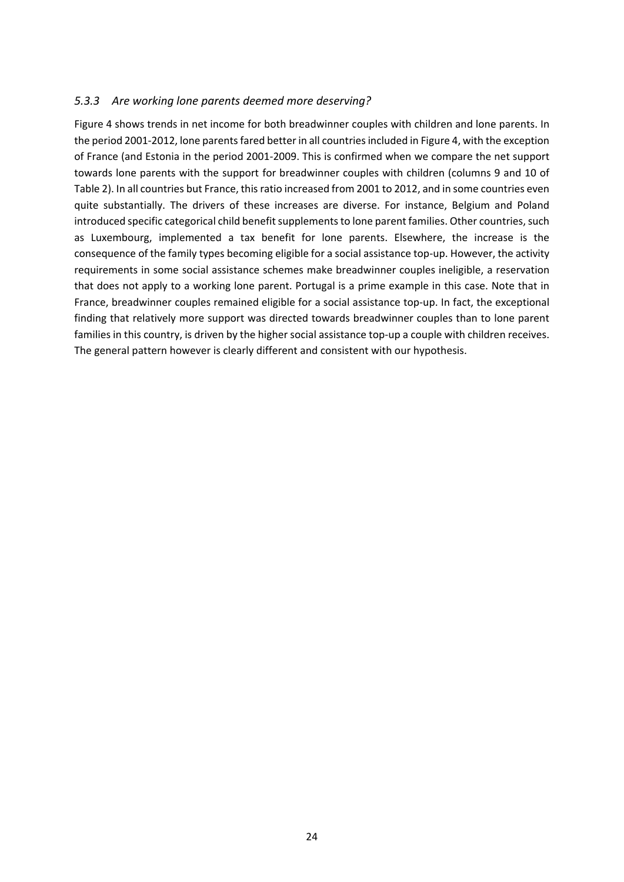### *5.3.3 Are working lone parents deemed more deserving?*

Figure 4 shows trends in net income for both breadwinner couples with children and lone parents. In the period 2001-2012, lone parents fared better in all countries included in Figure 4, with the exception of France (and Estonia in the period 2001-2009. This is confirmed when we compare the net support towards lone parents with the support for breadwinner couples with children (columns 9 and 10 of Table 2). In all countries but France, this ratio increased from 2001 to 2012, and in some countries even quite substantially. The drivers of these increases are diverse. For instance, Belgium and Poland introduced specific categorical child benefit supplements to lone parent families. Other countries, such as Luxembourg, implemented a tax benefit for lone parents. Elsewhere, the increase is the consequence of the family types becoming eligible for a social assistance top-up. However, the activity requirements in some social assistance schemes make breadwinner couples ineligible, a reservation that does not apply to a working lone parent. Portugal is a prime example in this case. Note that in France, breadwinner couples remained eligible for a social assistance top-up. In fact, the exceptional finding that relatively more support was directed towards breadwinner couples than to lone parent families in this country, is driven by the higher social assistance top-up a couple with children receives. The general pattern however is clearly different and consistent with our hypothesis.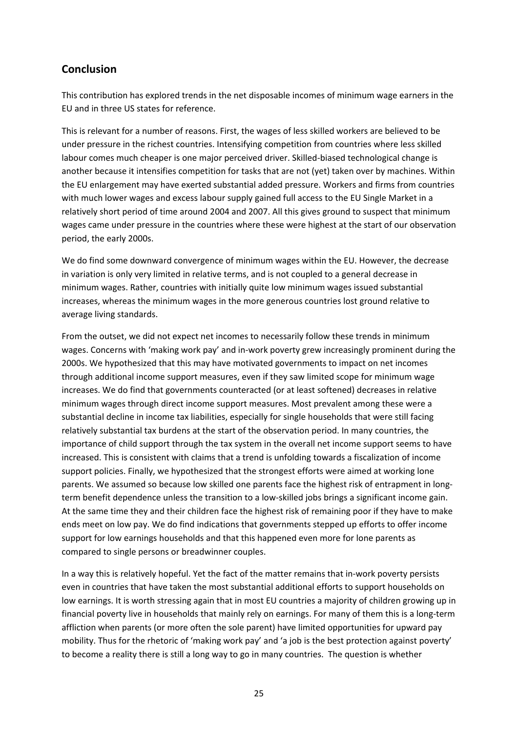## Conclusion

This contribution has explored trends in the net disposable incomes of minimum wage earners in the EU and in three US states for reference.

This is relevant for a number of reasons. First, the wages of less skilled workers are believed to be under pressure in the richest countries. Intensifying competition from countries where less skilled labour comes much cheaper is one major perceived driver. Skilled-biased technological change is another because it intensifies competition for tasks that are not (yet) taken over by machines. Within the EU enlargement may have exerted substantial added pressure. Workers and firms from countries with much lower wages and excess labour supply gained full access to the EU Single Market in a relatively short period of time around 2004 and 2007. All this gives ground to suspect that minimum wages came under pressure in the countries where these were highest at the start of our observation period, the early 2000s.

We do find some downward convergence of minimum wages within the EU. However, the decrease in variation is only very limited in relative terms, and is not coupled to a general decrease in minimum wages. Rather, countries with initially quite low minimum wages issued substantial increases, whereas the minimum wages in the more generous countries lost ground relative to average living standards.

From the outset, we did not expect net incomes to necessarily follow these trends in minimum wages. Concerns with 'making work pay' and in-work poverty grew increasingly prominent during the 2000s. We hypothesized that this may have motivated governments to impact on net incomes through additional income support measures, even if they saw limited scope for minimum wage increases. We do find that governments counteracted (or at least softened) decreases in relative minimum wages through direct income support measures. Most prevalent among these were a substantial decline in income tax liabilities, especially for single households that were still facing relatively substantial tax burdens at the start of the observation period. In many countries, the importance of child support through the tax system in the overall net income support seems to have increased. This is consistent with claims that a trend is unfolding towards a fiscalization of income support policies. Finally, we hypothesized that the strongest efforts were aimed at working lone parents. We assumed so because low skilled one parents face the highest risk of entrapment in long-term benefit dependence unless the transition to a low-skilled jobs brings a significant income gain. At the same time they and their children face the highest risk of remaining poor if they have to make ends meet on low pay. We do find indications that governments stepped up efforts to offer income support for low earnings households and that this happened even more for lone parents as compared to single persons or breadwinner couples.

In a way this is relatively hopeful. Yet the fact of the matter remains that in-work poverty persists even in countries that have taken the most substantial additional efforts to support households on low earnings. It is worth stressing again that in most EU countries a majority of children growing up in financial poverty live in households that mainly rely on earnings. For many of them this is a long-term affliction when parents (or more often the sole parent) have limited opportunities for upward pay mobility. Thus for the rhetoric of 'making work pay' and 'a job is the best protection against poverty' to become a reality there is still a long way to go in many countries. The question is whether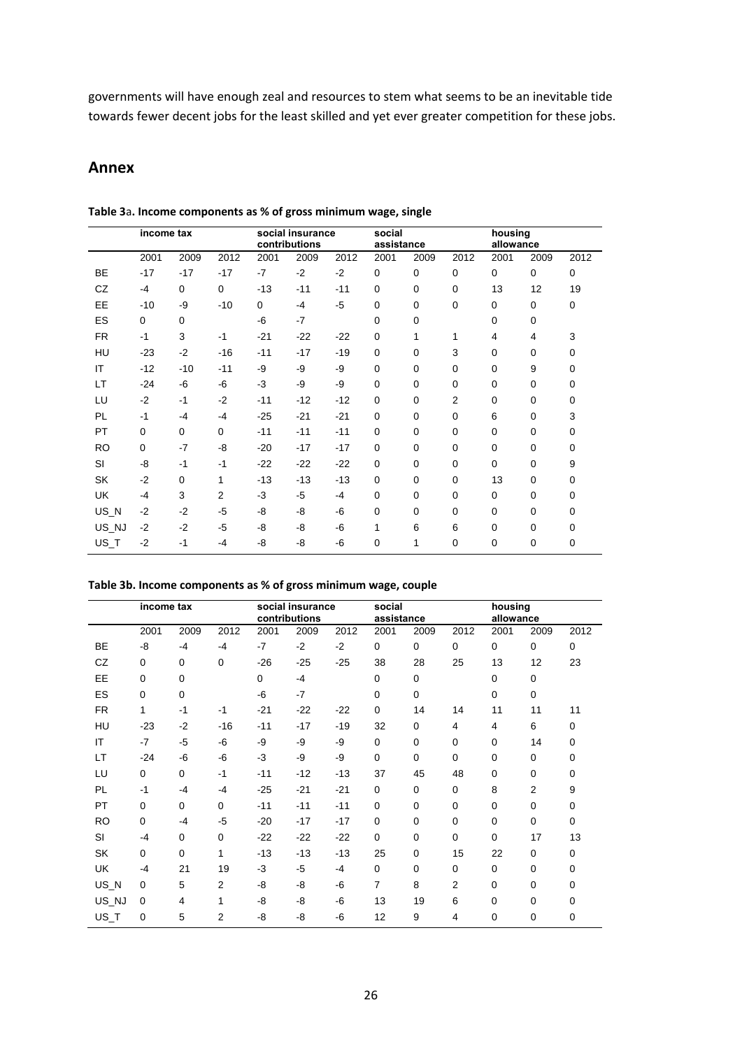governments will have enough zeal and resources to stem what seems to be an inevitable tide towards fewer decent jobs for the least skilled and yet ever greater competition for these jobs.

## Annex

**Table 3a. Income components as % of gross minimum wage, single**

| | income tax | | | social insurance contributions | | | social assistance | | | housing allowance | | |
|---|---|---|---|---|---|---|---|---|---|---|---|---|
| | 2001 | 2009 | 2012 | 2001 | 2009 | 2012 | 2001 | 2009 | 2012 | 2001 | 2009 | 2012 |
| BE | -17 | -17 | -17 | -7 | -2 | -2 | 0 | 0 | 0 | 0 | 0 | 0 |
| CZ | -4 | 0 | 0 | -13 | -11 | -11 | 0 | 0 | 0 | 13 | 12 | 19 |
| EE | -10 | -9 | -10 | 0 | -4 | -5 | 0 | 0 | 0 | 0 | 0 | 0 |
| ES | 0 | 0 | | -6 | -7 | | 0 | 0 | | 0 | 0 | |
| FR | -1 | 3 | -1 | -21 | -22 | -22 | 0 | 1 | 1 | 4 | 4 | 3 |
| HU | -23 | -2 | -16 | -11 | -17 | -19 | 0 | 0 | 3 | 0 | 0 | 0 |
| IT | -12 | -10 | -11 | -9 | -9 | -9 | 0 | 0 | 0 | 0 | 9 | 0 |
| LT | -24 | -6 | -6 | -3 | -9 | -9 | 0 | 0 | 0 | 0 | 0 | 0 |
| LU | -2 | -1 | -2 | -11 | -12 | -12 | 0 | 0 | 2 | 0 | 0 | 0 |
| PL | -1 | -4 | -4 | -25 | -21 | -21 | 0 | 0 | 0 | 6 | 0 | 3 |
| PT | 0 | 0 | 0 | -11 | -11 | -11 | 0 | 0 | 0 | 0 | 0 | 0 |
| RO | 0 | -7 | -8 | -20 | -17 | -17 | 0 | 0 | 0 | 0 | 0 | 0 |
| SI | -8 | -1 | -1 | -22 | -22 | -22 | 0 | 0 | 0 | 0 | 0 | 9 |
| SK | -2 | 0 | 1 | -13 | -13 | -13 | 0 | 0 | 0 | 13 | 0 | 0 |
| UK | -4 | 3 | 2 | -3 | -5 | -4 | 0 | 0 | 0 | 0 | 0 | 0 |
| US_N | -2 | -2 | -5 | -8 | -8 | -6 | 0 | 0 | 0 | 0 | 0 | 0 |
| US_NJ | -2 | -2 | -5 | -8 | -8 | -6 | 1 | 6 | 6 | 0 | 0 | 0 |
| US_T | -2 | -1 | -4 | -8 | -8 | -6 | 0 | 1 | 0 | 0 | 0 | 0 |

**Table 3b. Income components as % of gross minimum wage, couple**

| | income tax | | | social insurance contributions | | | social assistance | | | housing allowance | | |
|---|---|---|---|---|---|---|---|---|---|---|---|---|
| | 2001 | 2009 | 2012 | 2001 | 2009 | 2012 | 2001 | 2009 | 2012 | 2001 | 2009 | 2012 |
| BE | -8 | -4 | -4 | -7 | -2 | -2 | 0 | 0 | 0 | 0 | 0 | 0 |
| CZ | 0 | 0 | 0 | -26 | -25 | -25 | 38 | 28 | 25 | 13 | 12 | 23 |
| EE | 0 | 0 | | 0 | -4 | | 0 | 0 | | 0 | 0 | |
| ES | 0 | 0 | | -6 | -7 | | 0 | 0 | | 0 | 0 | |
| FR | 1 | -1 | -1 | -21 | -22 | -22 | 0 | 14 | 14 | 11 | 11 | 11 |
| HU | -23 | -2 | -16 | -11 | -17 | -19 | 32 | 0 | 4 | 4 | 6 | 0 |
| IT | -7 | -5 | -6 | -9 | -9 | -9 | 0 | 0 | 0 | 0 | 14 | 0 |
| LT | -24 | -6 | -6 | -3 | -9 | -9 | 0 | 0 | 0 | 0 | 0 | 0 |
| LU | 0 | 0 | -1 | -11 | -12 | -13 | 37 | 45 | 48 | 0 | 0 | 0 |
| PL | -1 | -4 | -4 | -25 | -21 | -21 | 0 | 0 | 0 | 8 | 2 | 9 |
| PT | 0 | 0 | 0 | -11 | -11 | -11 | 0 | 0 | 0 | 0 | 0 | 0 |
| RO | 0 | -4 | -5 | -20 | -17 | -17 | 0 | 0 | 0 | 0 | 0 | 0 |
| SI | -4 | 0 | 0 | -22 | -22 | -22 | 0 | 0 | 0 | 0 | 17 | 13 |
| SK | 0 | 0 | 1 | -13 | -13 | -13 | 25 | 0 | 15 | 22 | 0 | 0 |
| UK | -4 | 21 | 19 | -3 | -5 | -4 | 0 | 0 | 0 | 0 | 0 | 0 |
| US_N | 0 | 5 | 2 | -8 | -8 | -6 | 7 | 8 | 2 | 0 | 0 | 0 |
| US_NJ | 0 | 4 | 1 | -8 | -8 | -6 | 13 | 19 | 6 | 0 | 0 | 0 |
| US_T | 0 | 5 | 2 | -8 | -8 | -6 | 12 | 9 | 4 | 0 | 0 | 0 |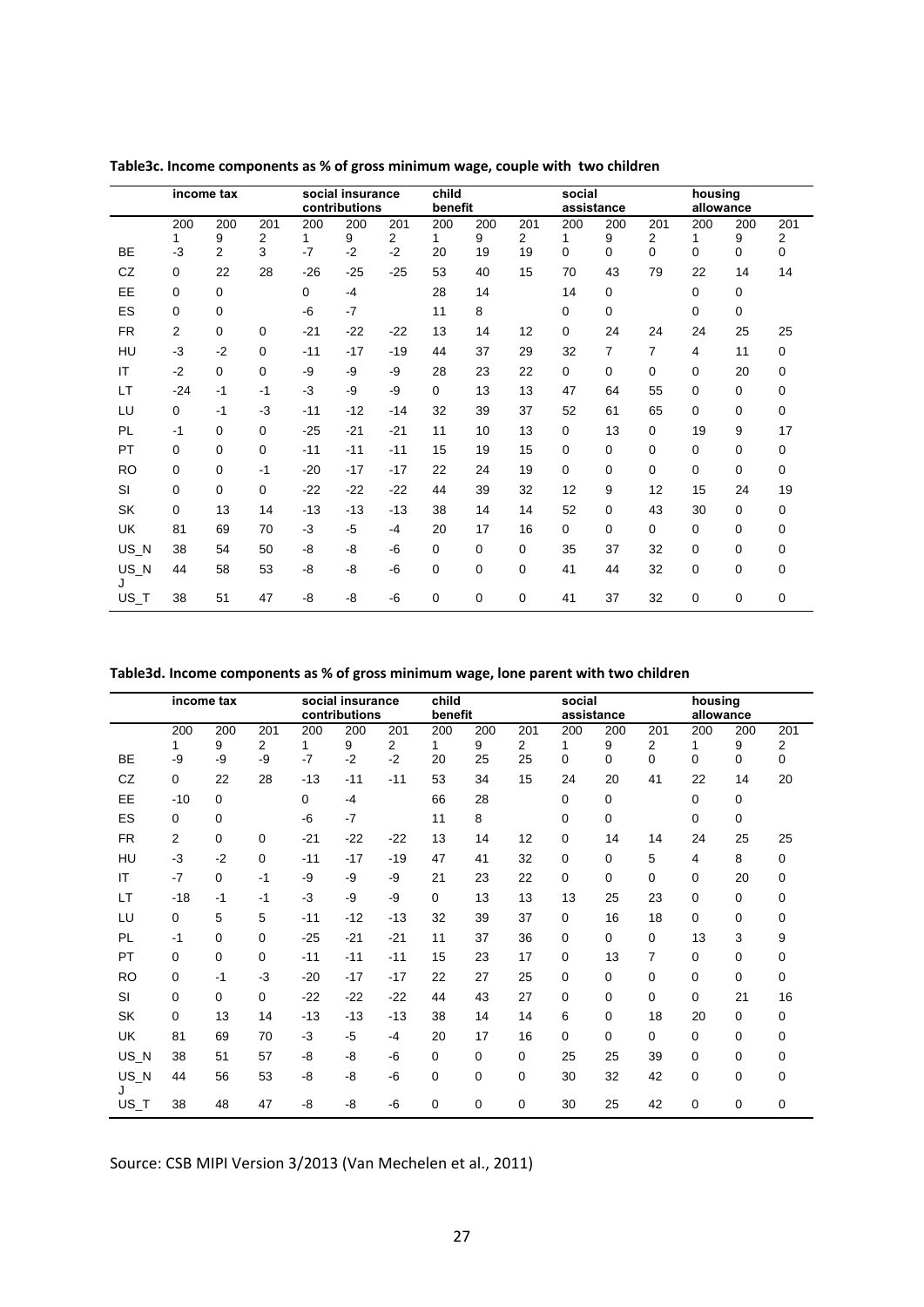**Table3c. Income components as % of gross minimum wage, couple with two children**

| | income tax | | | social insurance contributions | | | child benefit | | | social assistance | | | housing allowance | | |
|---|---|---|---|---|---|---|---|---|---|---|---|---|---|---|---|
| | 2001 | 2009 | 2012 | 2001 | 2009 | 2012 | 2001 | 2009 | 2012 | 2001 | 2009 | 2012 | 2001 | 2009 | 2012 |
| BE | -3 | 2 | 3 | -7 | -2 | -2 | 20 | 19 | 19 | 0 | 0 | 0 | 0 | 0 | 0 |
| CZ | 0 | 22 | 28 | -26 | -25 | -25 | 53 | 40 | 15 | 70 | 43 | 79 | 22 | 14 | 14 |
| EE | 0 | 0 | | 0 | -4 | | 28 | 14 | | 14 | 0 | | 0 | 0 | |
| ES | 0 | 0 | | -6 | -7 | | 11 | 8 | | 0 | 0 | | 0 | 0 | |
| FR | 2 | 0 | 0 | -21 | -22 | -22 | 13 | 14 | 12 | 0 | 24 | 24 | 24 | 25 | 25 |
| HU | -3 | -2 | 0 | -11 | -17 | -19 | 44 | 37 | 29 | 32 | 7 | 7 | 4 | 11 | 0 |
| IT | -2 | 0 | 0 | -9 | -9 | -9 | 28 | 23 | 22 | 0 | 0 | 0 | 0 | 20 | 0 |
| LT | -24 | -1 | -1 | -3 | -9 | -9 | 0 | 13 | 13 | 47 | 64 | 55 | 0 | 0 | 0 |
| LU | 0 | -1 | -3 | -11 | -12 | -14 | 32 | 39 | 37 | 52 | 61 | 65 | 0 | 0 | 0 |
| PL | -1 | 0 | 0 | -25 | -21 | -21 | 11 | 10 | 13 | 0 | 13 | 0 | 19 | 9 | 17 |
| PT | 0 | 0 | 0 | -11 | -11 | -11 | 15 | 19 | 15 | 0 | 0 | 0 | 0 | 0 | 0 |
| RO | 0 | 0 | -1 | -20 | -17 | -17 | 22 | 24 | 19 | 0 | 0 | 0 | 0 | 0 | 0 |
| SI | 0 | 0 | 0 | -22 | -22 | -22 | 44 | 39 | 32 | 12 | 9 | 12 | 15 | 24 | 19 |
| SK | 0 | 13 | 14 | -13 | -13 | -13 | 38 | 14 | 14 | 52 | 0 | 43 | 30 | 0 | 0 |
| UK | 81 | 69 | 70 | -3 | -5 | -4 | 20 | 17 | 16 | 0 | 0 | 0 | 0 | 0 | 0 |
| US_N | 38 | 54 | 50 | -8 | -8 | -6 | 0 | 0 | 0 | 35 | 37 | 32 | 0 | 0 | 0 |
| US_NJ | 44 | 58 | 53 | -8 | -8 | -6 | 0 | 0 | 0 | 41 | 44 | 32 | 0 | 0 | 0 |
| US_T | 38 | 51 | 47 | -8 | -8 | -6 | 0 | 0 | 0 | 41 | 37 | 32 | 0 | 0 | 0 |

**Table3d. Income components as % of gross minimum wage, lone parent with two children**

| | income tax | | | social insurance contributions | | | child benefit | | | social assistance | | | housing allowance | | |
|---|---|---|---|---|---|---|---|---|---|---|---|---|---|---|---|
| | 2001 | 2009 | 2012 | 2001 | 2009 | 2012 | 2001 | 2009 | 2012 | 2001 | 2009 | 2012 | 2001 | 2009 | 2012 |
| BE | -9 | -9 | -9 | -7 | -2 | -2 | 20 | 25 | 25 | 0 | 0 | 0 | 0 | 0 | 0 |
| CZ | 0 | 22 | 28 | -13 | -11 | -11 | 53 | 34 | 15 | 24 | 20 | 41 | 22 | 14 | 20 |
| EE | -10 | 0 | | 0 | -4 | | 66 | 28 | | 0 | 0 | | 0 | 0 | |
| ES | 0 | 0 | | -6 | -7 | | 11 | 8 | | 0 | 0 | | 0 | 0 | |
| FR | 2 | 0 | 0 | -21 | -22 | -22 | 13 | 14 | 12 | 0 | 14 | 14 | 24 | 25 | 25 |
| HU | -3 | -2 | 0 | -11 | -17 | -19 | 47 | 41 | 32 | 0 | 0 | 5 | 4 | 8 | 0 |
| IT | -7 | 0 | -1 | -9 | -9 | -9 | 21 | 23 | 22 | 0 | 0 | 0 | 0 | 20 | 0 |
| LT | -18 | -1 | -1 | -3 | -9 | -9 | 0 | 13 | 13 | 13 | 25 | 23 | 0 | 0 | 0 |
| LU | 0 | 5 | 5 | -11 | -12 | -13 | 32 | 39 | 37 | 0 | 16 | 18 | 0 | 0 | 0 |
| PL | -1 | 0 | 0 | -25 | -21 | -21 | 11 | 37 | 36 | 0 | 0 | 0 | 13 | 3 | 9 |
| PT | 0 | 0 | 0 | -11 | -11 | -11 | 15 | 23 | 17 | 0 | 13 | 7 | 0 | 0 | 0 |
| RO | 0 | -1 | -3 | -20 | -17 | -17 | 22 | 27 | 25 | 0 | 0 | 0 | 0 | 0 | 0 |
| SI | 0 | 0 | 0 | -22 | -22 | -22 | 44 | 43 | 27 | 0 | 0 | 0 | 0 | 21 | 16 |
| SK | 0 | 13 | 14 | -13 | -13 | -13 | 38 | 14 | 14 | 6 | 0 | 18 | 20 | 0 | 0 |
| UK | 81 | 69 | 70 | -3 | -5 | -4 | 20 | 17 | 16 | 0 | 0 | 0 | 0 | 0 | 0 |
| US_N | 38 | 51 | 57 | -8 | -8 | -6 | 0 | 0 | 0 | 25 | 25 | 39 | 0 | 0 | 0 |
| US_NJ | 44 | 56 | 53 | -8 | -8 | -6 | 0 | 0 | 0 | 30 | 32 | 42 | 0 | 0 | 0 |
| US_T | 38 | 48 | 47 | -8 | -8 | -6 | 0 | 0 | 0 | 30 | 25 | 42 | 0 | 0 | 0 |

Source: CSB MIPI Version 3/2013 (Van Mechelen et al., 2011)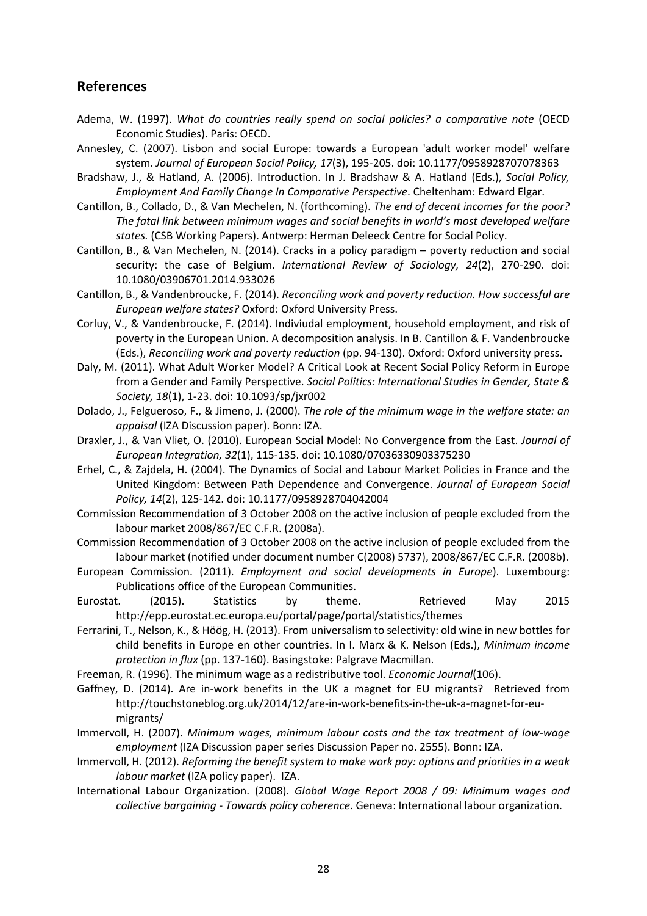## References

Adema, W. (1997). *What do countries really spend on social policies? a comparative note* (OECD Economic Studies). Paris: OECD.

Annesley, C. (2007). Lisbon and social Europe: towards a European 'adult worker model' welfare system. *Journal of European Social Policy, 17*(3), 195-205. doi: 10.1177/0958928707078363

Bradshaw, J., & Hatland, A. (2006). Introduction. In J. Bradshaw & A. Hatland (Eds.), *Social Policy, Employment And Family Change In Comparative Perspective*. Cheltenham: Edward Elgar.

Cantillon, B., Collado, D., & Van Mechelen, N. (forthcoming). *The end of decent incomes for the poor? The fatal link between minimum wages and social benefits in world's most developed welfare states.* (CSB Working Papers). Antwerp: Herman Deleeck Centre for Social Policy.

Cantillon, B., & Van Mechelen, N. (2014). Cracks in a policy paradigm – poverty reduction and social security: the case of Belgium. *International Review of Sociology, 24*(2), 270-290. doi: 10.1080/03906701.2014.933026

Cantillon, B., & Vandenbroucke, F. (2014). *Reconciling work and poverty reduction. How successful are European welfare states?* Oxford: Oxford University Press.

Corluy, V., & Vandenbroucke, F. (2014). Indiviudal employment, household employment, and risk of poverty in the European Union. A decomposition analysis. In B. Cantillon & F. Vandenbroucke (Eds.), *Reconciling work and poverty reduction* (pp. 94-130). Oxford: Oxford university press.

Daly, M. (2011). What Adult Worker Model? A Critical Look at Recent Social Policy Reform in Europe from a Gender and Family Perspective. *Social Politics: International Studies in Gender, State & Society, 18*(1), 1-23. doi: 10.1093/sp/jxr002

Dolado, J., Felgueroso, F., & Jimeno, J. (2000). *The role of the minimum wage in the welfare state: an appaisal* (IZA Discussion paper). Bonn: IZA.

Draxler, J., & Van Vliet, O. (2010). European Social Model: No Convergence from the East. *Journal of European Integration, 32*(1), 115-135. doi: 10.1080/07036330903375230

Erhel, C., & Zajdela, H. (2004). The Dynamics of Social and Labour Market Policies in France and the United Kingdom: Between Path Dependence and Convergence. *Journal of European Social Policy, 14*(2), 125-142. doi: 10.1177/0958928704042004

Commission Recommendation of 3 October 2008 on the active inclusion of people excluded from the labour market 2008/867/EC C.F.R. (2008a).

Commission Recommendation of 3 October 2008 on the active inclusion of people excluded from the labour market (notified under document number C(2008) 5737), 2008/867/EC C.F.R. (2008b).

European Commission. (2011). *Employment and social developments in Europe*). Luxembourg: Publications office of the European Communities.

Eurostat. (2015). Statistics by theme. Retrieved May 2015 http://epp.eurostat.ec.europa.eu/portal/page/portal/statistics/themes

Ferrarini, T., Nelson, K., & Höög, H. (2013). From universalism to selectivity: old wine in new bottles for child benefits in Europe en other countries. In I. Marx & K. Nelson (Eds.), *Minimum income protection in flux* (pp. 137-160). Basingstoke: Palgrave Macmillan.

Freeman, R. (1996). The minimum wage as a redistributive tool. *Economic Journal*(106).

Gaffney, D. (2014). Are in-work benefits in the UK a magnet for EU migrants? Retrieved from http://touchstoneblog.org.uk/2014/12/are-in-work-benefits-in-the-uk-a-magnet-for-eu-migrants/

Immervoll, H. (2007). *Minimum wages, minimum labour costs and the tax treatment of low-wage employment* (IZA Discussion paper series Discussion Paper no. 2555). Bonn: IZA.

Immervoll, H. (2012). *Reforming the benefit system to make work pay: options and priorities in a weak labour market* (IZA policy paper). IZA.

International Labour Organization. (2008). *Global Wage Report 2008 / 09: Minimum wages and collective bargaining - Towards policy coherence*. Geneva: International labour organization.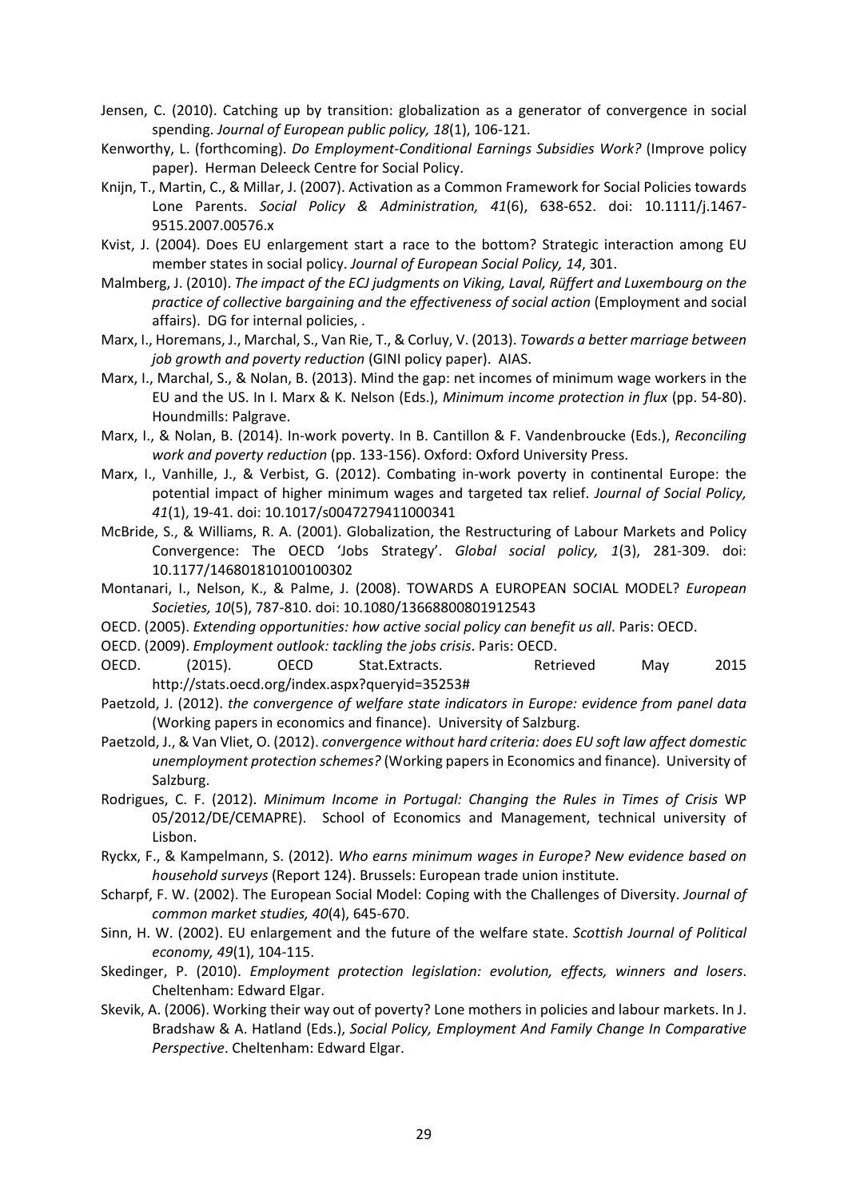Jensen, C. (2010). Catching up by transition: globalization as a generator of convergence in social spending. *Journal of European public policy, 18*(1), 106-121.

Kenworthy, L. (forthcoming). *Do Employment-Conditional Earnings Subsidies Work?* (Improve policy paper). Herman Deleeck Centre for Social Policy.

Knijn, T., Martin, C., & Millar, J. (2007). Activation as a Common Framework for Social Policies towards Lone Parents. *Social Policy & Administration, 41*(6), 638-652. doi: 10.1111/j.1467-9515.2007.00576.x

Kvist, J. (2004). Does EU enlargement start a race to the bottom? Strategic interaction among EU member states in social policy. *Journal of European Social Policy, 14*, 301.

Malmberg, J. (2010). *The impact of the ECJ judgments on Viking, Laval, Rüffert and Luxembourg on the practice of collective bargaining and the effectiveness of social action* (Employment and social affairs). DG for internal policies, .

Marx, I., Horemans, J., Marchal, S., Van Rie, T., & Corluy, V. (2013). *Towards a better marriage between job growth and poverty reduction* (GINI policy paper). AIAS.

Marx, I., Marchal, S., & Nolan, B. (2013). Mind the gap: net incomes of minimum wage workers in the EU and the US. In I. Marx & K. Nelson (Eds.), *Minimum income protection in flux* (pp. 54-80). Houndmills: Palgrave.

Marx, I., & Nolan, B. (2014). In-work poverty. In B. Cantillon & F. Vandenbroucke (Eds.), *Reconciling work and poverty reduction* (pp. 133-156). Oxford: Oxford University Press.

Marx, I., Vanhille, J., & Verbist, G. (2012). Combating in-work poverty in continental Europe: the potential impact of higher minimum wages and targeted tax relief. *Journal of Social Policy, 41*(1), 19-41. doi: 10.1017/s0047279411000341

McBride, S., & Williams, R. A. (2001). Globalization, the Restructuring of Labour Markets and Policy Convergence: The OECD 'Jobs Strategy'. *Global social policy, 1*(3), 281-309. doi: 10.1177/146801810100100302

Montanari, I., Nelson, K., & Palme, J. (2008). TOWARDS A EUROPEAN SOCIAL MODEL? *European Societies, 10*(5), 787-810. doi: 10.1080/13668800801912543

OECD. (2005). *Extending opportunities: how active social policy can benefit us all*. Paris: OECD.

OECD. (2009). *Employment outlook: tackling the jobs crisis*. Paris: OECD.

OECD. (2015). OECD Stat.Extracts. Retrieved May 2015 http://stats.oecd.org/index.aspx?queryid=35253#

Paetzold, J. (2012). *the convergence of welfare state indicators in Europe: evidence from panel data* (Working papers in economics and finance). University of Salzburg.

Paetzold, J., & Van Vliet, O. (2012). *convergence without hard criteria: does EU soft law affect domestic unemployment protection schemes?* (Working papers in Economics and finance). University of Salzburg.

Rodrigues, C. F. (2012). *Minimum Income in Portugal: Changing the Rules in Times of Crisis* WP 05/2012/DE/CEMAPRE). School of Economics and Management, technical university of Lisbon.

Ryckx, F., & Kampelmann, S. (2012). *Who earns minimum wages in Europe? New evidence based on household surveys* (Report 124). Brussels: European trade union institute.

Scharpf, F. W. (2002). The European Social Model: Coping with the Challenges of Diversity. *Journal of common market studies, 40*(4), 645-670.

Sinn, H. W. (2002). EU enlargement and the future of the welfare state. *Scottish Journal of Political economy, 49*(1), 104-115.

Skedinger, P. (2010). *Employment protection legislation: evolution, effects, winners and losers*. Cheltenham: Edward Elgar.

Skevik, A. (2006). Working their way out of poverty? Lone mothers in policies and labour markets. In J. Bradshaw & A. Hatland (Eds.), *Social Policy, Employment And Family Change In Comparative Perspective*. Cheltenham: Edward Elgar.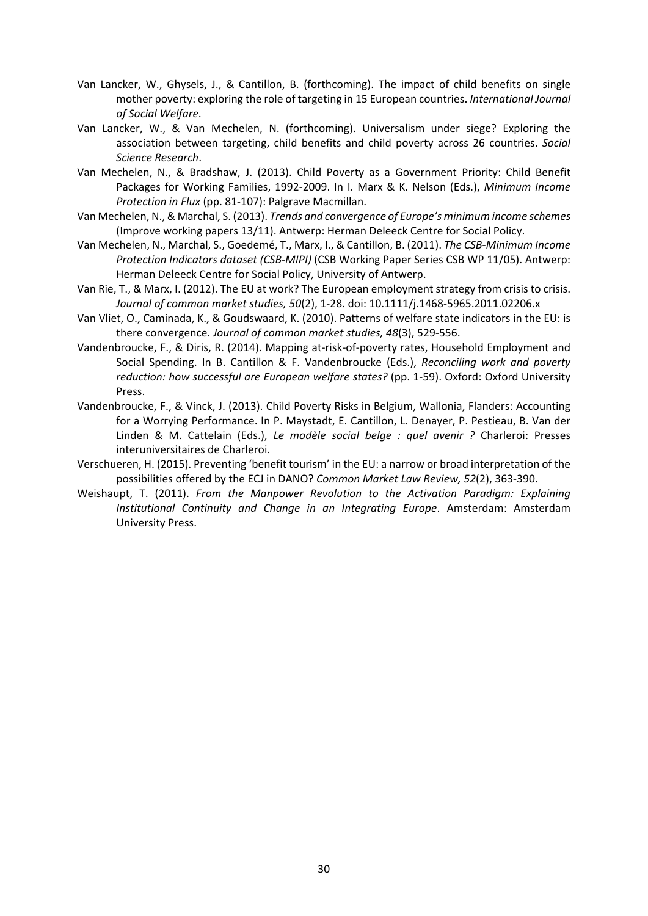Van Lancker, W., Ghysels, J., & Cantillon, B. (forthcoming). The impact of child benefits on single mother poverty: exploring the role of targeting in 15 European countries. *International Journal of Social Welfare*.

Van Lancker, W., & Van Mechelen, N. (forthcoming). Universalism under siege? Exploring the association between targeting, child benefits and child poverty across 26 countries. *Social Science Research*.

Van Mechelen, N., & Bradshaw, J. (2013). Child Poverty as a Government Priority: Child Benefit Packages for Working Families, 1992-2009. In I. Marx & K. Nelson (Eds.), *Minimum Income Protection in Flux* (pp. 81-107): Palgrave Macmillan.

Van Mechelen, N., & Marchal, S. (2013). *Trends and convergence of Europe's minimum income schemes* (Improve working papers 13/11). Antwerp: Herman Deleeck Centre for Social Policy.

Van Mechelen, N., Marchal, S., Goedemé, T., Marx, I., & Cantillon, B. (2011). *The CSB-Minimum Income Protection Indicators dataset (CSB-MIPI)* (CSB Working Paper Series CSB WP 11/05). Antwerp: Herman Deleeck Centre for Social Policy, University of Antwerp.

Van Rie, T., & Marx, I. (2012). The EU at work? The European employment strategy from crisis to crisis. *Journal of common market studies, 50*(2), 1-28. doi: 10.1111/j.1468-5965.2011.02206.x

Van Vliet, O., Caminada, K., & Goudswaard, K. (2010). Patterns of welfare state indicators in the EU: is there convergence. *Journal of common market studies, 48*(3), 529-556.

Vandenbroucke, F., & Diris, R. (2014). Mapping at-risk-of-poverty rates, Household Employment and Social Spending. In B. Cantillon & F. Vandenbroucke (Eds.), *Reconciling work and poverty reduction: how successful are European welfare states?* (pp. 1-59). Oxford: Oxford University Press.

Vandenbroucke, F., & Vinck, J. (2013). Child Poverty Risks in Belgium, Wallonia, Flanders: Accounting for a Worrying Performance. In P. Maystadt, E. Cantillon, L. Denayer, P. Pestieau, B. Van der Linden & M. Cattelain (Eds.), *Le modèle social belge : quel avenir ?* Charleroi: Presses interuniversitaires de Charleroi.

Verschueren, H. (2015). Preventing 'benefit tourism' in the EU: a narrow or broad interpretation of the possibilities offered by the ECJ in DANO? *Common Market Law Review, 52*(2), 363-390.

Weishaupt, T. (2011). *From the Manpower Revolution to the Activation Paradigm: Explaining Institutional Continuity and Change in an Integrating Europe*. Amsterdam: Amsterdam University Press.